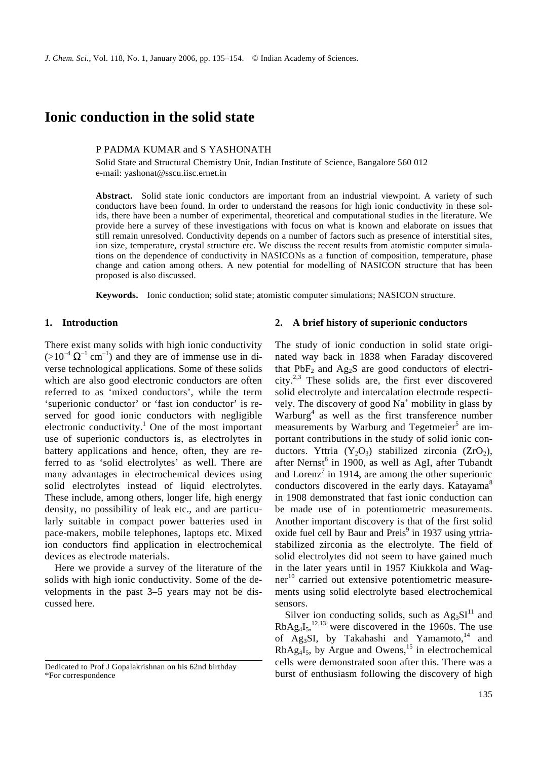# Ionic conduction in the solid state

P PADMA KUMAR and S YASHONATH

Solid State and Structural Chemistry Unit, Indian Institute of Science, Bangalore 560 012
e-mail: yashonat@sscu.iisc.ernet.in

**Abstract.** Solid state ionic conductors are important from an industrial viewpoint. A variety of such conductors have been found. In order to understand the reasons for high ionic conductivity in these solids, there have been a number of experimental, theoretical and computational studies in the literature. We provide here a survey of these investigations with focus on what is known and elaborate on issues that still remain unresolved. Conductivity depends on a number of factors such as presence of interstitial sites, ion size, temperature, crystal structure etc. We discuss the recent results from atomistic computer simulations on the dependence of conductivity in NASICONs as a function of composition, temperature, phase change and cation among others. A new potential for modelling of NASICON structure that has been proposed is also discussed.

**Keywords.** Ionic conduction; solid state; atomistic computer simulations; NASICON structure.

## 1. Introduction

There exist many solids with high ionic conductivity ($>10^{-4}\ \Omega^{-1}\ cm^{-1}$) and they are of immense use in diverse technological applications. Some of these solids which are also good electronic conductors are often referred to as 'mixed conductors', while the term 'superionic conductor' or 'fast ion conductor' is reserved for good ionic conductors with negligible electronic conductivity.[1] One of the most important use of superionic conductors is, as electrolytes in battery applications and hence, often, they are referred to as 'solid electrolytes' as well. There are many advantages in electrochemical devices using solid electrolytes instead of liquid electrolytes. These include, among others, longer life, high energy density, no possibility of leak etc., and are particularly suitable in compact power batteries used in pace-makers, mobile telephones, laptops etc. Mixed ion conductors find application in electrochemical devices as electrode materials.

Here we provide a survey of the literature of the solids with high ionic conductivity. Some of the developments in the past 3–5 years may not be discussed here.

## 2. A brief history of superionic conductors

The study of ionic conduction in solid state originated way back in 1838 when Faraday discovered that $PbF_2$ and $Ag_2S$ are good conductors of electricity.[2,3] These solids are, the first ever discovered solid electrolyte and intercalation electrode respectively. The discovery of good $Na^+$ mobility in glass by Warburg[4] as well as the first transference number measurements by Warburg and Tegetmeier[5] are important contributions in the study of solid ionic conductors. Yttria ($Y_2O_3$) stabilized zirconia ($ZrO_2$), after Nernst[6] in 1900, as well as AgI, after Tubandt and Lorenz[7] in 1914, are among the other superionic conductors discovered in the early days. Katayama[8] in 1908 demonstrated that fast ionic conduction can be made use of in potentiometric measurements. Another important discovery is that of the first solid oxide fuel cell by Baur and Preis[9] in 1937 using yttria-stabilized zirconia as the electrolyte. The field of solid electrolytes did not seem to have gained much in the later years until in 1957 Kiukkola and Wagner[10] carried out extensive potentiometric measurements using solid electrolyte based electrochemical sensors.

Silver ion conducting solids, such as $Ag_3SI$[11] and $RbAg_4I_5$,[12,13] were discovered in the 1960s. The use of $Ag_3SI$, by Takahashi and Yamamoto,[14] and $RbAg_4I_5$, by Argue and Owens,[15] in electrochemical cells were demonstrated soon after this. There was a burst of enthusiasm following the discovery of high

Dedicated to Prof J Gopalakrishnan on his 62nd birthday
*For correspondence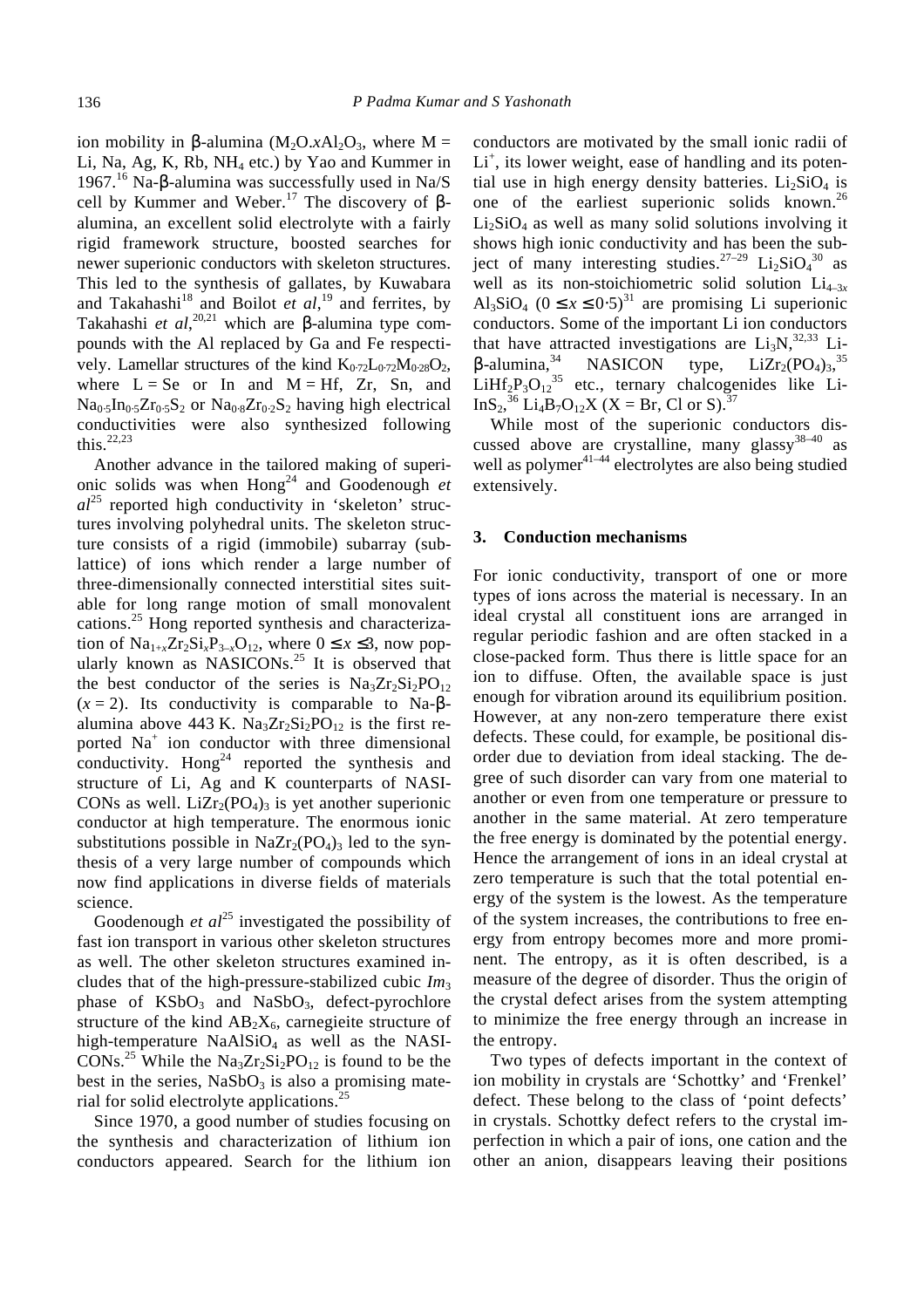ion mobility in β-alumina ($M_2O.xAl_2O_3$, where M = Li, Na, Ag, K, Rb, $NH_4$ etc.) by Yao and Kummer in 1967.[16] Na-β-alumina was successfully used in Na/S cell by Kummer and Weber.[17] The discovery of β-alumina, an excellent solid electrolyte with a fairly rigid framework structure, boosted searches for newer superionic conductors with skeleton structures. This led to the synthesis of gallates, by Kuwabara and Takahashi[18] and Boilot *et al*,[19] and ferrites, by Takahashi *et al*,[20,21] which are β-alumina type compounds with the Al replaced by Ga and Fe respectively. Lamellar structures of the kind $K_{0·72}L_{0·72}M_{0·28}O_2$, where L = Se or In and M = Hf, Zr, Sn, and $Na_{0·5}In_{0·5}Zr_{0·5}S_2$ or $Na_{0·8}Zr_{0·2}S_2$ having high electrical conductivities were also synthesized following this.[22,23]

Another advance in the tailored making of superionic solids was when Hong[24] and Goodenough *et al*[25] reported high conductivity in 'skeleton' structures involving polyhedral units. The skeleton structure consists of a rigid (immobile) subarray (sublattice) of ions which render a large number of three-dimensionally connected interstitial sites suitable for long range motion of small monovalent cations.[25] Hong reported synthesis and characterization of $Na_{1+x}Zr_2Si_xP_{3-x}O_{12}$, where $0 \leq x \leq 3$, now popularly known as NASICONs.[25] It is observed that the best conductor of the series is $Na_3Zr_2Si_2PO_{12}$ ($x = 2$). Its conductivity is comparable to Na-β-alumina above 443 K. $Na_3Zr_2Si_2PO_{12}$ is the first reported $Na^+$ ion conductor with three dimensional conductivity. Hong[24] reported the synthesis and structure of Li, Ag and K counterparts of NASICONs as well. $LiZr_2(PO_4)_3$ is yet another superionic conductor at high temperature. The enormous ionic substitutions possible in $NaZr_2(PO_4)_3$ led to the synthesis of a very large number of compounds which now find applications in diverse fields of materials science.

Goodenough *et al*[25] investigated the possibility of fast ion transport in various other skeleton structures as well. The other skeleton structures examined includes that of the high-pressure-stabilized cubic $Im_3$ phase of $KSbO_3$ and $NaSbO_3$, defect-pyrochlore structure of the kind $AB_2X_6$, carnegieite structure of high-temperature $NaAlSiO_4$ as well as the NASICONs.[25] While the $Na_3Zr_2Si_2PO_{12}$ is found to be the best in the series, $NaSbO_3$ is also a promising material for solid electrolyte applications.[25]

Since 1970, a good number of studies focusing on the synthesis and characterization of lithium ion conductors appeared. Search for the lithium ion conductors are motivated by the small ionic radii of $Li^+$, its lower weight, ease of handling and its potential use in high energy density batteries. $Li_2SiO_4$ is one of the earliest superionic solids known.[26] $Li_2SiO_4$ as well as many solid solutions involving it shows high ionic conductivity and has been the subject of many interesting studies.[27–29] $Li_2SiO_4$[30] as well as its non-stoichiometric solid solution $Li_{4-3x}Al_3SiO_4$ ($0 \leq x \leq 0·5$)[31] are promising Li superionic conductors. Some of the important Li ion conductors that have attracted investigations are $Li_3N$,[32,33] Li-β-alumina,[34] NASICON type, $LiZr_2(PO_4)_3$,[35] $LiHf_2P_3O_{12}$[35] etc., ternary chalcogenides like $LiInS_2$,[36] $Li_4B_7O_{12}X$ (X = Br, Cl or S).[37]

While most of the superionic conductors discussed above are crystalline, many glassy[38–40] as well as polymer[41–44] electrolytes are also being studied extensively.

## 3. Conduction mechanisms

For ionic conductivity, transport of one or more types of ions across the material is necessary. In an ideal crystal all constituent ions are arranged in regular periodic fashion and are often stacked in a close-packed form. Thus there is little space for an ion to diffuse. Often, the available space is just enough for vibration around its equilibrium position. However, at any non-zero temperature there exist defects. These could, for example, be positional disorder due to deviation from ideal stacking. The degree of such disorder can vary from one material to another or even from one temperature or pressure to another in the same material. At zero temperature the free energy is dominated by the potential energy. Hence the arrangement of ions in an ideal crystal at zero temperature is such that the total potential energy of the system is the lowest. As the temperature of the system increases, the contributions to free energy from entropy becomes more and more prominent. The entropy, as it is often described, is a measure of the degree of disorder. Thus the origin of the crystal defect arises from the system attempting to minimize the free energy through an increase in the entropy.

Two types of defects important in the context of ion mobility in crystals are 'Schottky' and 'Frenkel' defect. These belong to the class of 'point defects' in crystals. Schottky defect refers to the crystal imperfection in which a pair of ions, one cation and the other an anion, disappears leaving their positions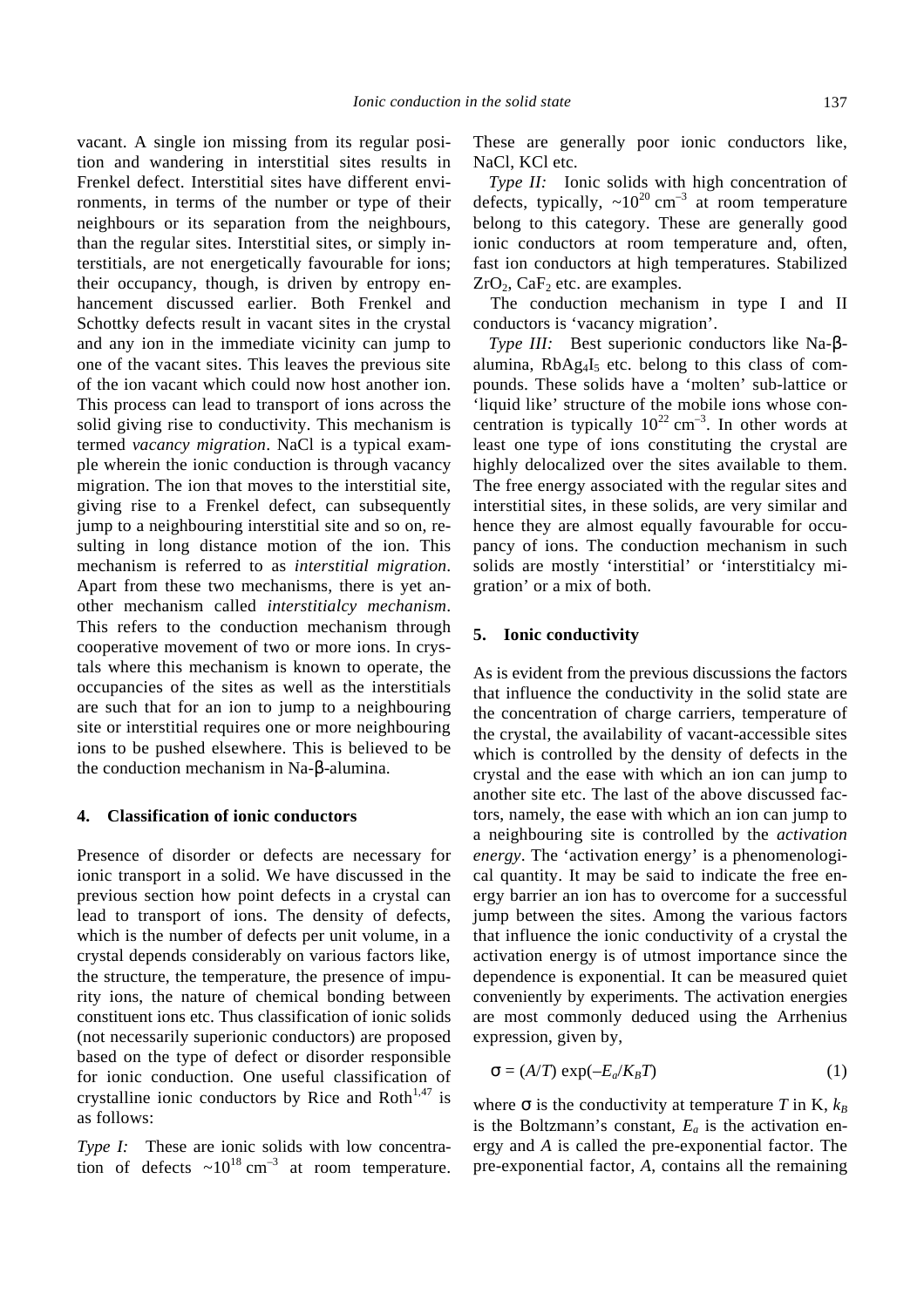vacant. A single ion missing from its regular position and wandering in interstitial sites results in Frenkel defect. Interstitial sites have different environments, in terms of the number or type of their neighbours or its separation from the neighbours, than the regular sites. Interstitial sites, or simply interstitials, are not energetically favourable for ions; their occupancy, though, is driven by entropy enhancement discussed earlier. Both Frenkel and Schottky defects result in vacant sites in the crystal and any ion in the immediate vicinity can jump to one of the vacant sites. This leaves the previous site of the ion vacant which could now host another ion. This process can lead to transport of ions across the solid giving rise to conductivity. This mechanism is termed *vacancy migration*. NaCl is a typical example wherein the ionic conduction is through vacancy migration. The ion that moves to the interstitial site, giving rise to a Frenkel defect, can subsequently jump to a neighbouring interstitial site and so on, resulting in long distance motion of the ion. This mechanism is referred to as *interstitial migration*. Apart from these two mechanisms, there is yet another mechanism called *interstitialcy mechanism*. This refers to the conduction mechanism through cooperative movement of two or more ions. In crystals where this mechanism is known to operate, the occupancies of the sites as well as the interstitials are such that for an ion to jump to a neighbouring site or interstitial requires one or more neighbouring ions to be pushed elsewhere. This is believed to be the conduction mechanism in Na-β-alumina.

## 4. Classification of ionic conductors

Presence of disorder or defects are necessary for ionic transport in a solid. We have discussed in the previous section how point defects in a crystal can lead to transport of ions. The density of defects, which is the number of defects per unit volume, in a crystal depends considerably on various factors like, the structure, the temperature, the presence of impurity ions, the nature of chemical bonding between constituent ions etc. Thus classification of ionic solids (not necessarily superionic conductors) are proposed based on the type of defect or disorder responsible for ionic conduction. One useful classification of crystalline ionic conductors by Rice and Roth[1,47] is as follows:

*Type I:* These are ionic solids with low concentration of defects $\sim 10^{18}$ cm$^{-3}$ at room temperature. These are generally poor ionic conductors like, NaCl, KCl etc.

*Type II:* Ionic solids with high concentration of defects, typically, $\sim 10^{20}$ cm$^{-3}$ at room temperature belong to this category. These are generally good ionic conductors at room temperature and, often, fast ion conductors at high temperatures. Stabilized $ZrO_2$, $CaF_2$ etc. are examples.

The conduction mechanism in type I and II conductors is 'vacancy migration'.

*Type III:* Best superionic conductors like Na-β-alumina, $RbAg_4I_5$ etc. belong to this class of compounds. These solids have a 'molten' sub-lattice or 'liquid like' structure of the mobile ions whose concentration is typically $10^{22}$ cm$^{-3}$. In other words at least one type of ions constituting the crystal are highly delocalized over the sites available to them. The free energy associated with the regular sites and interstitial sites, in these solids, are very similar and hence they are almost equally favourable for occupancy of ions. The conduction mechanism in such solids are mostly 'interstitial' or 'interstitialcy migration' or a mix of both.

## 5. Ionic conductivity

As is evident from the previous discussions the factors that influence the conductivity in the solid state are the concentration of charge carriers, temperature of the crystal, the availability of vacant-accessible sites which is controlled by the density of defects in the crystal and the ease with which an ion can jump to another site etc. The last of the above discussed factors, namely, the ease with which an ion can jump to a neighbouring site is controlled by the *activation energy*. The 'activation energy' is a phenomenological quantity. It may be said to indicate the free energy barrier an ion has to overcome for a successful jump between the sites. Among the various factors that influence the ionic conductivity of a crystal the activation energy is of utmost importance since the dependence is exponential. It can be measured quiet conveniently by experiments. The activation energies are most commonly deduced using the Arrhenius expression, given by,

$$\sigma = (A/T)\exp(-E_a/K_BT) \tag{1}$$

where $\sigma$ is the conductivity at temperature $T$ in K, $k_B$ is the Boltzmann's constant, $E_a$ is the activation energy and $A$ is called the pre-exponential factor. The pre-exponential factor, $A$, contains all the remaining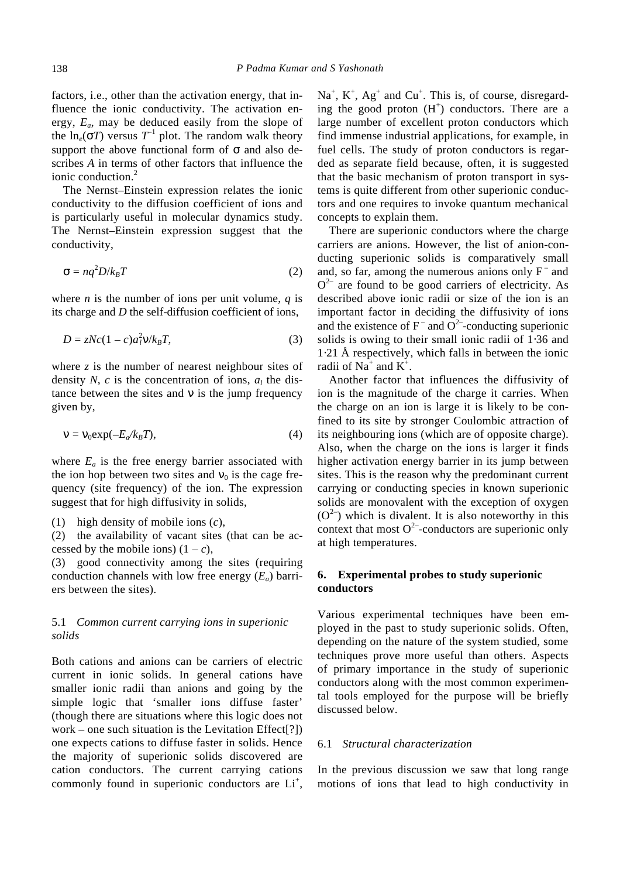factors, i.e., other than the activation energy, that influence the ionic conductivity. The activation energy, $E_a$, may be deduced easily from the slope of the $\ln_e(\sigma T)$ versus $T^{-1}$ plot. The random walk theory support the above functional form of $\sigma$ and also describes $A$ in terms of other factors that influence the ionic conduction.[2]

The Nernst–Einstein expression relates the ionic conductivity to the diffusion coefficient of ions and is particularly useful in molecular dynamics study. The Nernst–Einstein expression suggest that the conductivity,

$$\sigma = nq^2D/k_BT \tag{2}$$

where $n$ is the number of ions per unit volume, $q$ is its charge and $D$ the self-diffusion coefficient of ions,

$$D = zNc(1-c)a_l^2\nu/k_BT, \tag{3}$$

where $z$ is the number of nearest neighbour sites of density $N$, $c$ is the concentration of ions, $a_l$ the distance between the sites and $\nu$ is the jump frequency given by,

$$\nu = \nu_0\exp(-E_a/k_BT), \tag{4}$$

where $E_a$ is the free energy barrier associated with the ion hop between two sites and $\nu_0$ is the cage frequency (site frequency) of the ion. The expression suggest that for high diffusivity in solids,

(1) high density of mobile ions ($c$),
(2) the availability of vacant sites (that can be accessed by the mobile ions) $(1-c)$,
(3) good connectivity among the sites (requiring conduction channels with low free energy ($E_a$) barriers between the sites).

### 5.1 *Common current carrying ions in superionic solids*

Both cations and anions can be carriers of electric current in ionic solids. In general cations have smaller ionic radii than anions and going by the simple logic that 'smaller ions diffuse faster' (though there are situations where this logic does not work – one such situation is the Levitation Effect[?]) one expects cations to diffuse faster in solids. Hence the majority of superionic solids discovered are cation conductors. The current carrying cations commonly found in superionic conductors are $Li^+$, $Na^+$, $K^+$, $Ag^+$ and $Cu^+$. This is, of course, disregarding the good proton ($H^+$) conductors. There are a large number of excellent proton conductors which find immense industrial applications, for example, in fuel cells. The study of proton conductors is regarded as separate field because, often, it is suggested that the basic mechanism of proton transport in systems is quite different from other superionic conductors and one requires to invoke quantum mechanical concepts to explain them.

There are superionic conductors where the charge carriers are anions. However, the list of anion-conducting superionic solids is comparatively small and, so far, among the numerous anions only $F^-$ and $O^{2-}$ are found to be good carriers of electricity. As described above ionic radii or size of the ion is an important factor in deciding the diffusivity of ions and the existence of $F^-$ and $O^{2-}$-conducting superionic solids is owing to their small ionic radii of 1·36 and 1·21 Å respectively, which falls in between the ionic radii of $Na^+$ and $K^+$.

Another factor that influences the diffusivity of ion is the magnitude of the charge it carries. When the charge on an ion is large it is likely to be confined to its site by stronger Coulombic attraction of its neighbouring ions (which are of opposite charge). Also, when the charge on the ions is larger it finds higher activation energy barrier in its jump between sites. This is the reason why the predominant current carrying or conducting species in known superionic solids are monovalent with the exception of oxygen ($O^{2-}$) which is divalent. It is also noteworthy in this context that most $O^{2-}$-conductors are superionic only at high temperatures.

## 6. Experimental probes to study superionic conductors

Various experimental techniques have been employed in the past to study superionic solids. Often, depending on the nature of the system studied, some techniques prove more useful than others. Aspects of primary importance in the study of superionic conductors along with the most common experimental tools employed for the purpose will be briefly discussed below.

### 6.1 *Structural characterization*

In the previous discussion we saw that long range motions of ions that lead to high conductivity in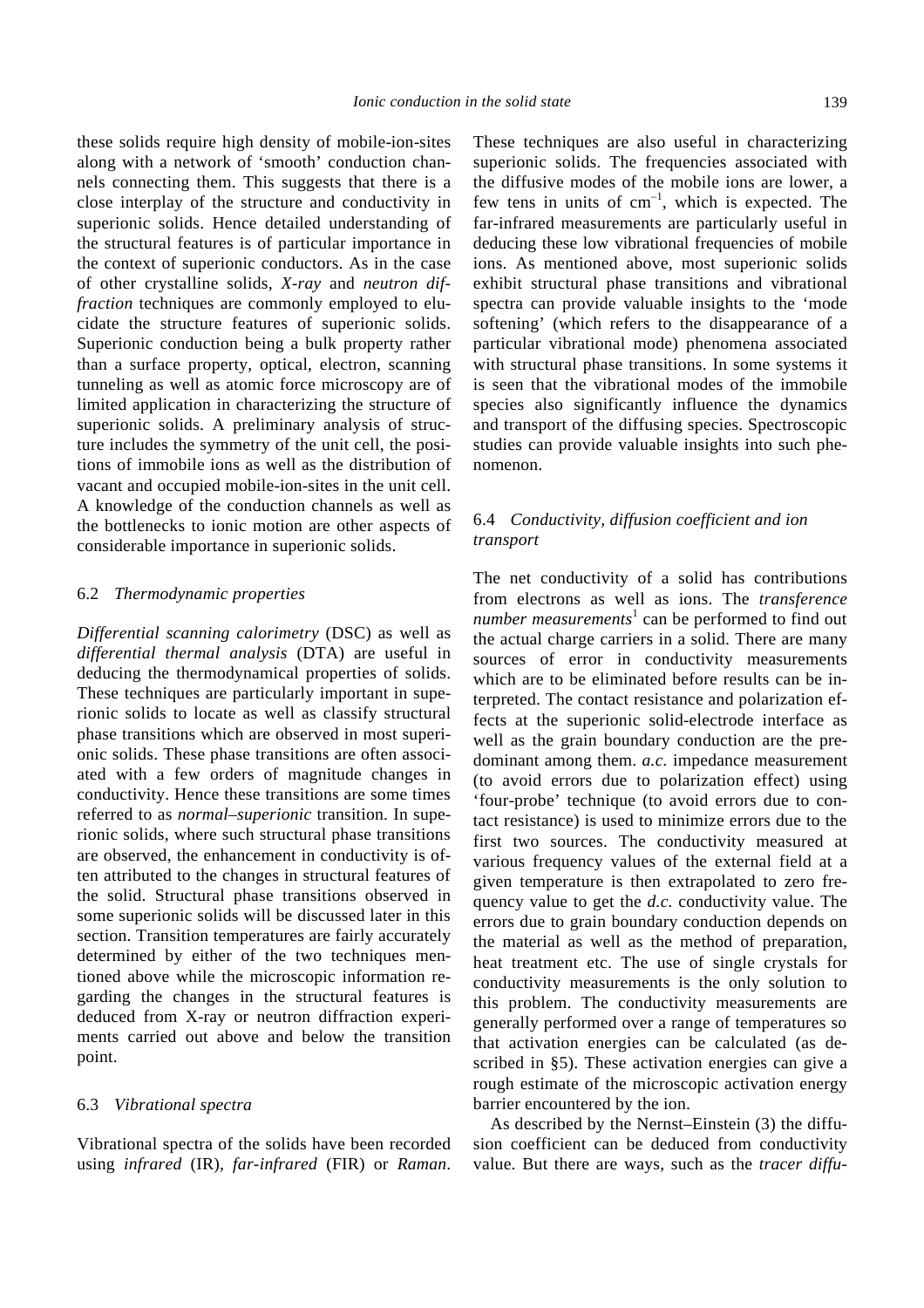these solids require high density of mobile-ion-sites along with a network of 'smooth' conduction channels connecting them. This suggests that there is a close interplay of the structure and conductivity in superionic solids. Hence detailed understanding of the structural features is of particular importance in the context of superionic conductors. As in the case of other crystalline solids, *X-ray* and *neutron diffraction* techniques are commonly employed to elucidate the structure features of superionic solids. Superionic conduction being a bulk property rather than a surface property, optical, electron, scanning tunneling as well as atomic force microscopy are of limited application in characterizing the structure of superionic solids. A preliminary analysis of structure includes the symmetry of the unit cell, the positions of immobile ions as well as the distribution of vacant and occupied mobile-ion-sites in the unit cell. A knowledge of the conduction channels as well as the bottlenecks to ionic motion are other aspects of considerable importance in superionic solids.

### 6.2 *Thermodynamic properties*

*Differential scanning calorimetry* (DSC) as well as *differential thermal analysis* (DTA) are useful in deducing the thermodynamical properties of solids. These techniques are particularly important in superionic solids to locate as well as classify structural phase transitions which are observed in most superionic solids. These phase transitions are often associated with a few orders of magnitude changes in conductivity. Hence these transitions are some times referred to as *normal–superionic* transition. In superionic solids, where such structural phase transitions are observed, the enhancement in conductivity is often attributed to the changes in structural features of the solid. Structural phase transitions observed in some superionic solids will be discussed later in this section. Transition temperatures are fairly accurately determined by either of the two techniques mentioned above while the microscopic information regarding the changes in the structural features is deduced from X-ray or neutron diffraction experiments carried out above and below the transition point.

### 6.3 *Vibrational spectra*

Vibrational spectra of the solids have been recorded using *infrared* (IR), *far-infrared* (FIR) or *Raman*. These techniques are also useful in characterizing superionic solids. The frequencies associated with the diffusive modes of the mobile ions are lower, a few tens in units of $cm^{-1}$, which is expected. The far-infrared measurements are particularly useful in deducing these low vibrational frequencies of mobile ions. As mentioned above, most superionic solids exhibit structural phase transitions and vibrational spectra can provide valuable insights to the 'mode softening' (which refers to the disappearance of a particular vibrational mode) phenomena associated with structural phase transitions. In some systems it is seen that the vibrational modes of the immobile species also significantly influence the dynamics and transport of the diffusing species. Spectroscopic studies can provide valuable insights into such phenomenon.

### 6.4 *Conductivity, diffusion coefficient and ion transport*

The net conductivity of a solid has contributions from electrons as well as ions. The *transference number measurements*[1] can be performed to find out the actual charge carriers in a solid. There are many sources of error in conductivity measurements which are to be eliminated before results can be interpreted. The contact resistance and polarization effects at the superionic solid-electrode interface as well as the grain boundary conduction are the predominant among them. *a.c.* impedance measurement (to avoid errors due to polarization effect) using 'four-probe' technique (to avoid errors due to contact resistance) is used to minimize errors due to the first two sources. The conductivity measured at various frequency values of the external field at a given temperature is then extrapolated to zero frequency value to get the *d.c.* conductivity value. The errors due to grain boundary conduction depends on the material as well as the method of preparation, heat treatment etc. The use of single crystals for conductivity measurements is the only solution to this problem. The conductivity measurements are generally performed over a range of temperatures so that activation energies can be calculated (as described in §5). These activation energies can give a rough estimate of the microscopic activation energy barrier encountered by the ion.

As described by the Nernst–Einstein (3) the diffusion coefficient can be deduced from conductivity value. But there are ways, such as the *tracer diffu-*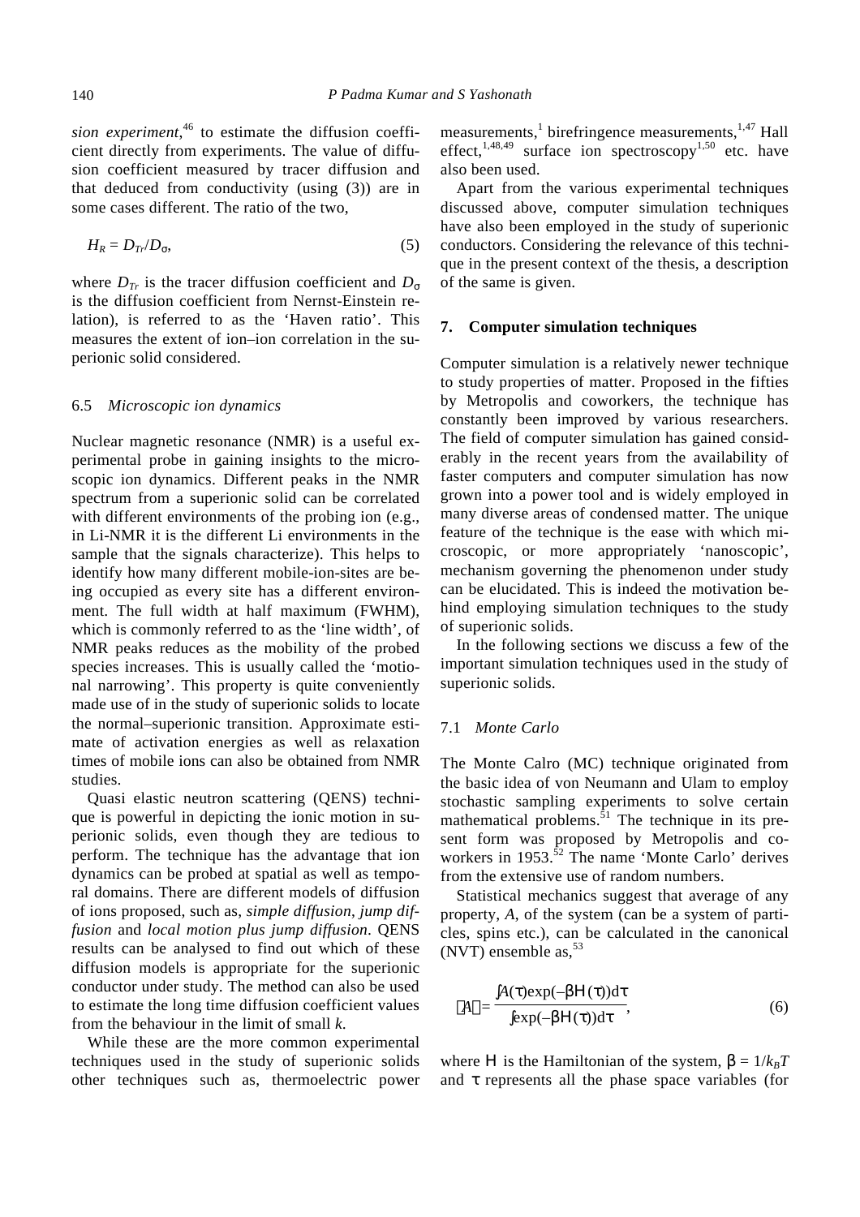*sion experiment*,[46] to estimate the diffusion coefficient directly from experiments. The value of diffusion coefficient measured by tracer diffusion and that deduced from conductivity (using (3)) are in some cases different. The ratio of the two,

$$H_R = D_{Tr}/D_\sigma, \tag{5}$$

where $D_{Tr}$ is the tracer diffusion coefficient and $D_\sigma$ is the diffusion coefficient from Nernst-Einstein relation), is referred to as the 'Haven ratio'. This measures the extent of ion–ion correlation in the superionic solid considered.

### 6.5 *Microscopic ion dynamics*

Nuclear magnetic resonance (NMR) is a useful experimental probe in gaining insights to the microscopic ion dynamics. Different peaks in the NMR spectrum from a superionic solid can be correlated with different environments of the probing ion (e.g., in Li-NMR it is the different Li environments in the sample that the signals characterize). This helps to identify how many different mobile-ion-sites are being occupied as every site has a different environment. The full width at half maximum (FWHM), which is commonly referred to as the 'line width', of NMR peaks reduces as the mobility of the probed species increases. This is usually called the 'motional narrowing'. This property is quite conveniently made use of in the study of superionic solids to locate the normal–superionic transition. Approximate estimate of activation energies as well as relaxation times of mobile ions can also be obtained from NMR studies.

Quasi elastic neutron scattering (QENS) technique is powerful in depicting the ionic motion in superionic solids, even though they are tedious to perform. The technique has the advantage that ion dynamics can be probed at spatial as well as temporal domains. There are different models of diffusion of ions proposed, such as, *simple diffusion*, *jump diffusion* and *local motion plus jump diffusion*. QENS results can be analysed to find out which of these diffusion models is appropriate for the superionic conductor under study. The method can also be used to estimate the long time diffusion coefficient values from the behaviour in the limit of small $k$.

While these are the more common experimental techniques used in the study of superionic solids other techniques such as, thermoelectric power measurements,[1] birefringence measurements,[1,47] Hall effect,[1,48,49] surface ion spectroscopy[1,50] etc. have also been used.

Apart from the various experimental techniques discussed above, computer simulation techniques have also been employed in the study of superionic conductors. Considering the relevance of this technique in the present context of the thesis, a description of the same is given.

## 7. Computer simulation techniques

Computer simulation is a relatively newer technique to study properties of matter. Proposed in the fifties by Metropolis and coworkers, the technique has constantly been improved by various researchers. The field of computer simulation has gained considerably in the recent years from the availability of faster computers and computer simulation has now grown into a power tool and is widely employed in many diverse areas of condensed matter. The unique feature of the technique is the ease with which microscopic, or more appropriately 'nanoscopic', mechanism governing the phenomenon under study can be elucidated. This is indeed the motivation behind employing simulation techniques to the study of superionic solids.

In the following sections we discuss a few of the important simulation techniques used in the study of superionic solids.

### 7.1 *Monte Carlo*

The Monte Calro (MC) technique originated from the basic idea of von Neumann and Ulam to employ stochastic sampling experiments to solve certain mathematical problems.[51] The technique in its present form was proposed by Metropolis and coworkers in 1953.[52] The name 'Monte Carlo' derives from the extensive use of random numbers.

Statistical mechanics suggest that average of any property, $A$, of the system (can be a system of particles, spins etc.), can be calculated in the canonical (NVT) ensemble as,[53]

$$\langle A \rangle = \frac{\int A(\tau)\exp(-\beta H(\tau))\mathrm{d}\tau}{\int \exp(-\beta H(\tau))\mathrm{d}\tau}, \tag{6}$$

where $H$ is the Hamiltonian of the system, $\beta = 1/k_BT$ and $\tau$ represents all the phase space variables (for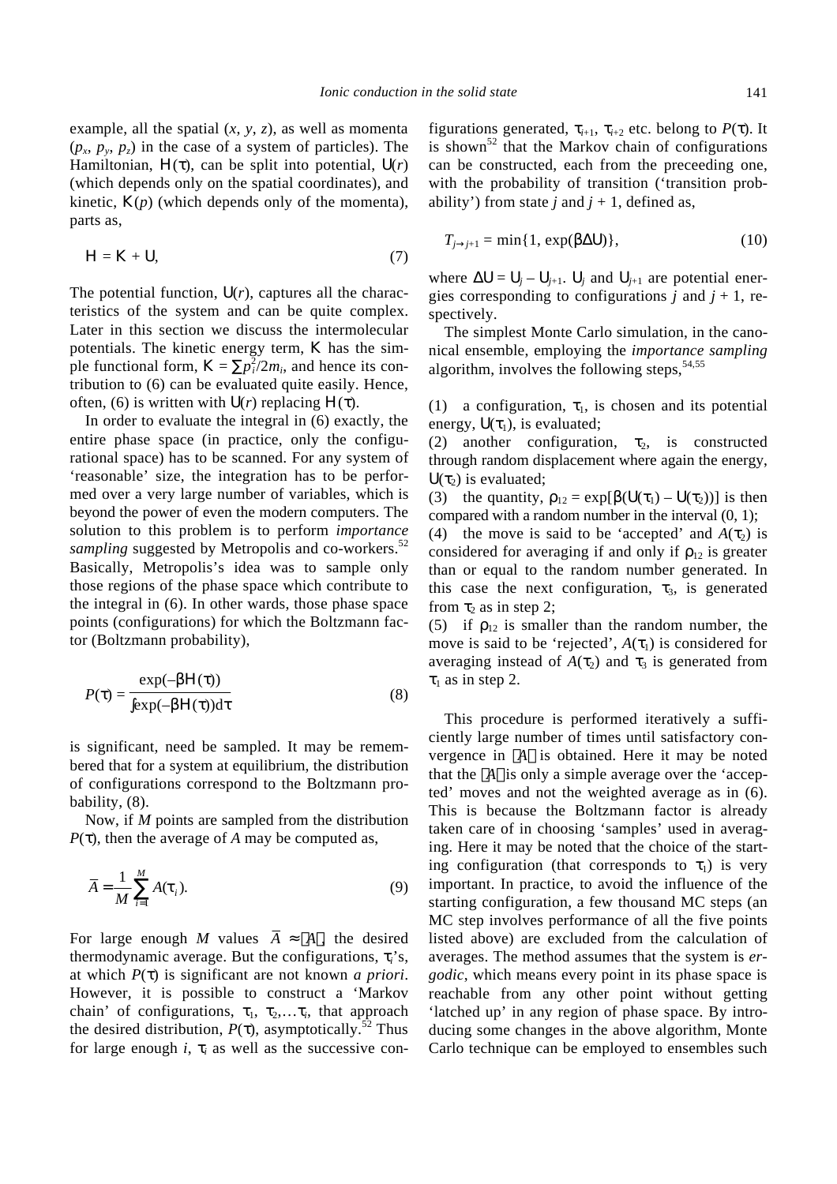example, all the spatial $(x, y, z)$, as well as momenta $(p_x, p_y, p_z)$ in the case of a system of particles). The Hamiltonian, $\mathcal{H}(\tau)$, can be split into potential, $\mathcal{U}(r)$ (which depends only on the spatial coordinates), and kinetic, $\mathcal{K}(p)$ (which depends only of the momenta), parts as,

$$\mathcal{H} = \mathcal{K} + \mathcal{U}, \tag{7}$$

The potential function, $\mathcal{U}(r)$, captures all the characteristics of the system and can be quite complex. Later in this section we discuss the intermolecular potentials. The kinetic energy term, $\mathcal{K}$ has the simple functional form, $\mathcal{K} = \sum p_i^2/2m_i$, and hence its contribution to (6) can be evaluated quite easily. Hence, often, (6) is written with $\mathcal{U}(r)$ replacing $\mathcal{H}(\tau)$.

In order to evaluate the integral in (6) exactly, the entire phase space (in practice, only the configurational space) has to be scanned. For any system of 'reasonable' size, the integration has to be performed over a very large number of variables, which is beyond the power of even the modern computers. The solution to this problem is to perform *importance sampling* suggested by Metropolis and co-workers.[52] Basically, Metropolis's idea was to sample only those regions of the phase space which contribute to the integral in (6). In other wards, those phase space points (configurations) for which the Boltzmann factor (Boltzmann probability),

$$P(\tau) = \frac{\exp(-\beta\mathcal{H}(\tau))}{\int \exp(-\beta\mathcal{H}(\tau))d\tau} \tag{8}$$

is significant, need be sampled. It may be remembered that for a system at equilibrium, the distribution of configurations correspond to the Boltzmann probability, (8).

Now, if $M$ points are sampled from the distribution $P(\tau)$, then the average of $A$ may be computed as,

$$\bar{A} = \frac{1}{M}\sum_{i=1}^{M} A(\tau_i). \tag{9}$$

For large enough $M$ values $\bar{A} \approx \langle A \rangle$, the desired thermodynamic average. But the configurations, $\tau_i$'s, at which $P(\tau)$ is significant are not known *a priori*. However, it is possible to construct a 'Markov chain' of configurations, $\tau_1, \tau_2, \ldots \tau_i$, that approach the desired distribution, $P(\tau)$, asymptotically.[52] Thus for large enough $i$, $\tau_i$ as well as the successive configurations generated, $\tau_{i+1}$, $\tau_{i+2}$ etc. belong to $P(\tau)$. It is shown[52] that the Markov chain of configurations can be constructed, each from the preceeding one, with the probability of transition ('transition probability') from state $j$ and $j + 1$, defined as,

$$T_{j\rightarrow j+1} = \min\{1, \exp(\beta\Delta\mathcal{U})\}, \tag{10}$$

where $\Delta\mathcal{U} = \mathcal{U}_j - \mathcal{U}_{j+1}$. $\mathcal{U}_j$ and $\mathcal{U}_{j+1}$ are potential energies corresponding to configurations $j$ and $j + 1$, respectively.

The simplest Monte Carlo simulation, in the canonical ensemble, employing the *importance sampling* algorithm, involves the following steps,[54,55]

(1) a configuration, $\tau_1$, is chosen and its potential energy, $\mathcal{U}(\tau_1)$, is evaluated;
(2) another configuration, $\tau_2$, is constructed through random displacement where again the energy, $\mathcal{U}(\tau_2)$ is evaluated;
(3) the quantity, $\rho_{12} = \exp[\beta(\mathcal{U}(\tau_1) - \mathcal{U}(\tau_2))]$ is then compared with a random number in the interval (0, 1);
(4) the move is said to be 'accepted' and $A(\tau_2)$ is considered for averaging if and only if $\rho_{12}$ is greater than or equal to the random number generated. In this case the next configuration, $\tau_3$, is generated from $\tau_2$ as in step 2;
(5) if $\rho_{12}$ is smaller than the random number, the move is said to be 'rejected', $A(\tau_1)$ is considered for averaging instead of $A(\tau_2)$ and $\tau_3$ is generated from $\tau_1$ as in step 2.

This procedure is performed iteratively a sufficiently large number of times until satisfactory convergence in $\langle A \rangle$ is obtained. Here it may be noted that the $\langle A \rangle$ is only a simple average over the 'accepted' moves and not the weighted average as in (6). This is because the Boltzmann factor is already taken care of in choosing 'samples' used in averaging. Here it may be noted that the choice of the starting configuration (that corresponds to $\tau_1$) is very important. In practice, to avoid the influence of the starting configuration, a few thousand MC steps (an MC step involves performance of all the five points listed above) are excluded from the calculation of averages. The method assumes that the system is *ergodic*, which means every point in its phase space is reachable from any other point without getting 'latched up' in any region of phase space. By introducing some changes in the above algorithm, Monte Carlo technique can be employed to ensembles such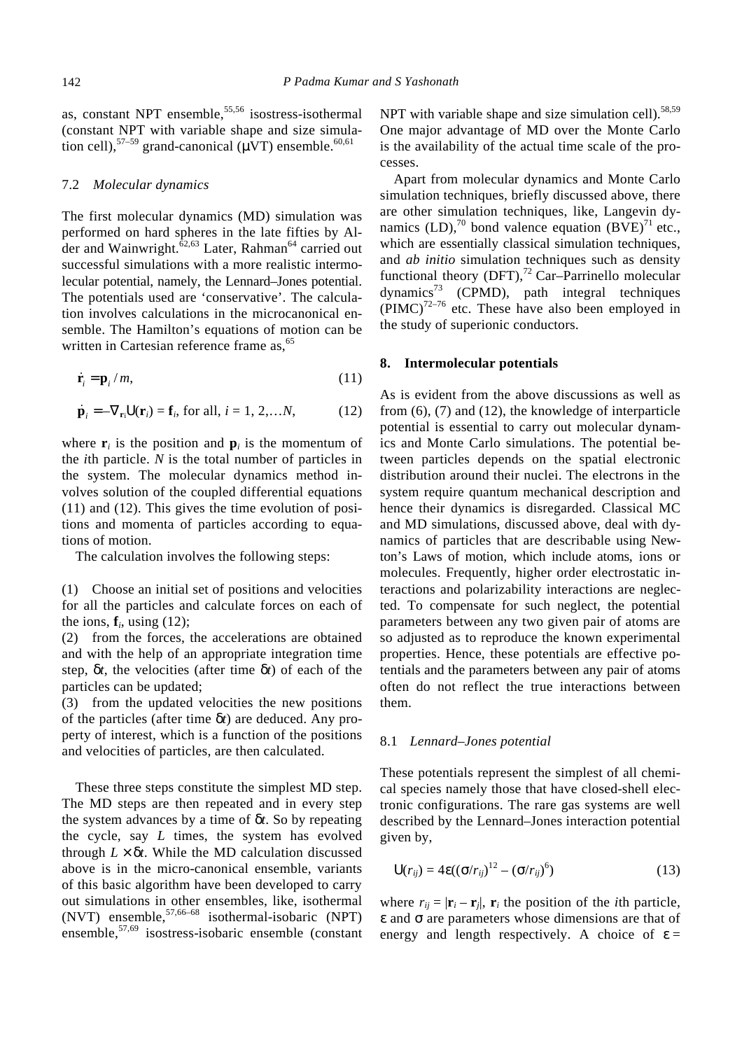as, constant NPT ensemble,[55,56] isostress-isothermal (constant NPT with variable shape and size simulation cell),[57–59] grand-canonical ($\mu VT$) ensemble.[60,61]

### 7.2 *Molecular dynamics*

The first molecular dynamics (MD) simulation was performed on hard spheres in the late fifties by Alder and Wainwright.[62,63] Later, Rahman[64] carried out successful simulations with a more realistic intermolecular potential, namely, the Lennard–Jones potential. The potentials used are 'conservative'. The calculation involves calculations in the microcanonical ensemble. The Hamilton's equations of motion can be written in Cartesian reference frame as,[65]

$$\dot{\mathbf{r}}_i = \mathbf{p}_i / m, \tag{11}$$

$$\dot{\mathbf{p}}_i = -\nabla_{\mathbf{r}_i} U(\mathbf{r}_i) = \mathbf{f}_i, \text{ for all, } i = 1, 2, \ldots N, \tag{12}$$

where $\mathbf{r}_i$ is the position and $\mathbf{p}_i$ is the momentum of the $i$th particle. $N$ is the total number of particles in the system. The molecular dynamics method involves solution of the coupled differential equations (11) and (12). This gives the time evolution of positions and momenta of particles according to equations of motion.

The calculation involves the following steps:

(1) Choose an initial set of positions and velocities for all the particles and calculate forces on each of the ions, $\mathbf{f}_i$, using (12);
(2) from the forces, the accelerations are obtained and with the help of an appropriate integration time step, $\delta t$, the velocities (after time $\delta t$) of each of the particles can be updated;
(3) from the updated velocities the new positions of the particles (after time $\delta t$) are deduced. Any property of interest, which is a function of the positions and velocities of particles, are then calculated.

These three steps constitute the simplest MD step. The MD steps are then repeated and in every step the system advances by a time of $\delta t$. So by repeating the cycle, say $L$ times, the system has evolved through $L \times \delta t$. While the MD calculation discussed above is in the micro-canonical ensemble, variants of this basic algorithm have been developed to carry out simulations in other ensembles, like, isothermal (NVT) ensemble,[57,66–68] isothermal-isobaric (NPT) ensemble,[57,69] isostress-isobaric ensemble (constant NPT with variable shape and size simulation cell).[58,59] One major advantage of MD over the Monte Carlo is the availability of the actual time scale of the processes.

Apart from molecular dynamics and Monte Carlo simulation techniques, briefly discussed above, there are other simulation techniques, like, Langevin dynamics (LD),[70] bond valence equation (BVE)[71] etc., which are essentially classical simulation techniques, and *ab initio* simulation techniques such as density functional theory (DFT),[72] Car–Parrinello molecular dynamics[73] (CPMD), path integral techniques (PIMC)[72–76] etc. These have also been employed in the study of superionic conductors.

## 8. Intermolecular potentials

As is evident from the above discussions as well as from (6), (7) and (12), the knowledge of interparticle potential is essential to carry out molecular dynamics and Monte Carlo simulations. The potential between particles depends on the spatial electronic distribution around their nuclei. The electrons in the system require quantum mechanical description and hence their dynamics is disregarded. Classical MC and MD simulations, discussed above, deal with dynamics of particles that are describable using Newton's Laws of motion, which include atoms, ions or molecules. Frequently, higher order electrostatic interactions and polarizability interactions are neglected. To compensate for such neglect, the potential parameters between any two given pair of atoms are so adjusted as to reproduce the known experimental properties. Hence, these potentials are effective potentials and the parameters between any pair of atoms often do not reflect the true interactions between them.

### 8.1 *Lennard–Jones potential*

These potentials represent the simplest of all chemical species namely those that have closed-shell electronic configurations. The rare gas systems are well described by the Lennard–Jones interaction potential given by,

$$U(r_{ij}) = 4\varepsilon((\sigma/r_{ij})^{12} - (\sigma/r_{ij})^6) \tag{13}$$

where $r_{ij} = |\mathbf{r}_i - \mathbf{r}_j|$, $\mathbf{r}_i$ the position of the $i$th particle, $\varepsilon$ and $\sigma$ are parameters whose dimensions are that of energy and length respectively. A choice of $\varepsilon =$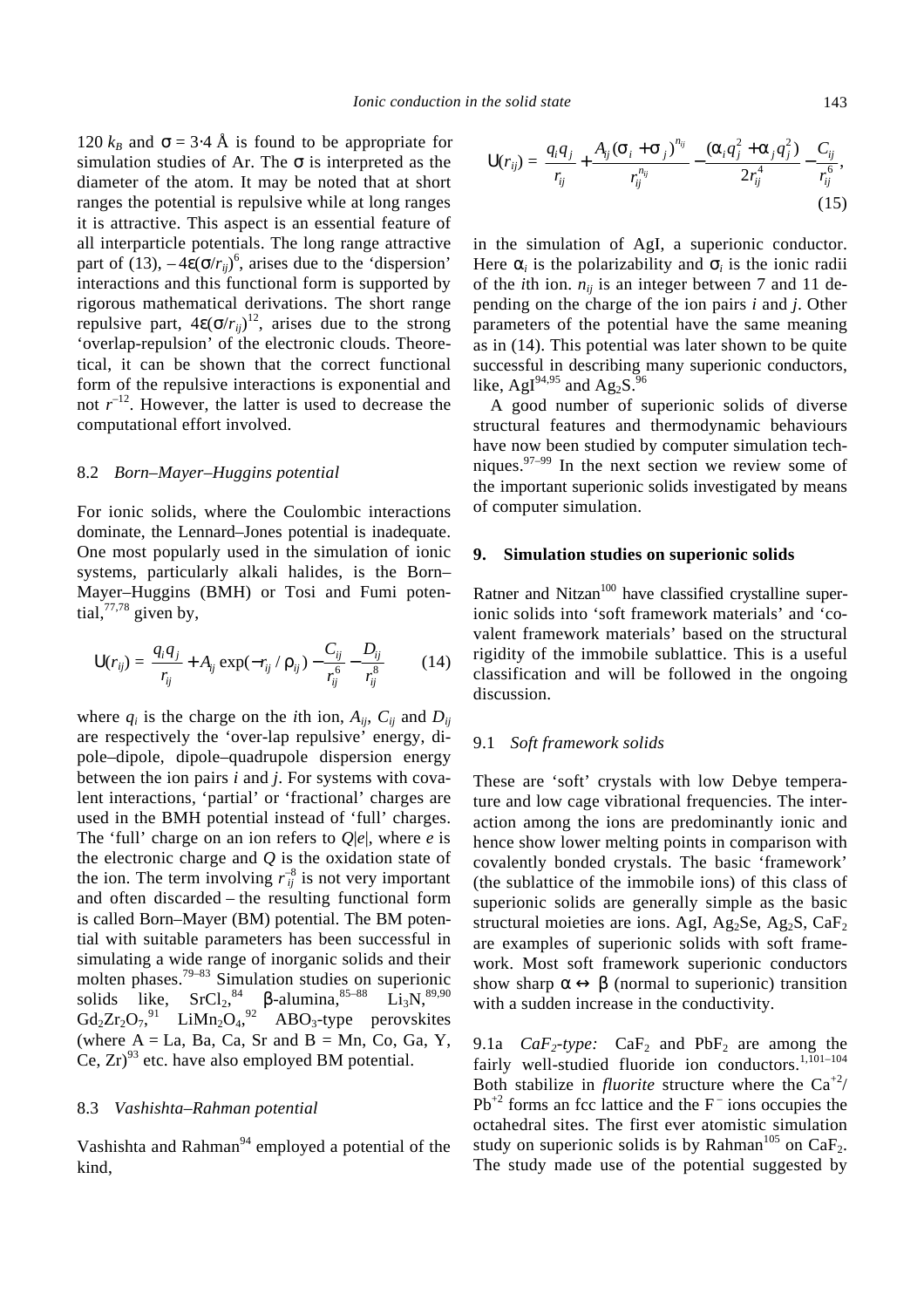120 $k_B$ and $\sigma = 3{\cdot}4$ Å is found to be appropriate for simulation studies of Ar. The $\sigma$ is interpreted as the diameter of the atom. It may be noted that at short ranges the potential is repulsive while at long ranges it is attractive. This aspect is an essential feature of all interparticle potentials. The long range attractive part of (13), $-4\varepsilon(\sigma/r_{ij})^6$, arises due to the 'dispersion' interactions and this functional form is supported by rigorous mathematical derivations. The short range repulsive part, $4\varepsilon(\sigma/r_{ij})^{12}$, arises due to the strong 'overlap-repulsion' of the electronic clouds. Theoretical, it can be shown that the correct functional form of the repulsive interactions is exponential and not $r^{-12}$. However, the latter is used to decrease the computational effort involved.

### 8.2 *Born–Mayer–Huggins potential*

For ionic solids, where the Coulombic interactions dominate, the Lennard–Jones potential is inadequate. One most popularly used in the simulation of ionic systems, particularly alkali halides, is the Born–Mayer–Huggins (BMH) or Tosi and Fumi potential,[77,78] given by,

$$U(r_{ij}) = \frac{q_i q_j}{r_{ij}} + A_{ij}\exp(-r_{ij}/\rho_{ij}) - \frac{C_{ij}}{r_{ij}^6} - \frac{D_{ij}}{r_{ij}^8} \qquad (14)$$

where $q_i$ is the charge on the $i$th ion, $A_{ij}$, $C_{ij}$ and $D_{ij}$ are respectively the 'over-lap repulsive' energy, dipole–dipole, dipole–quadrupole dispersion energy between the ion pairs $i$ and $j$. For systems with covalent interactions, 'partial' or 'fractional' charges are used in the BMH potential instead of 'full' charges. The 'full' charge on an ion refers to $Q|e|$, where $e$ is the electronic charge and $Q$ is the oxidation state of the ion. The term involving $r_{ij}^{-8}$ is not very important and often discarded – the resulting functional form is called Born–Mayer (BM) potential. The BM potential with suitable parameters has been successful in simulating a wide range of inorganic solids and their molten phases.[79–83] Simulation studies on superionic solids like, $SrCl_2$,[84] $\beta$-alumina,[85–88] $Li_3N$,[89,90] $Gd_2Zr_2O_7$,[91] $LiMn_2O_4$,[92] $ABO_3$-type perovskites (where A = La, Ba, Ca, Sr and B = Mn, Co, Ga, Y, Ce, Zr)[93] etc. have also employed BM potential.

### 8.3 *Vashishta–Rahman potential*

Vashishta and Rahman[94] employed a potential of the kind,

$$U(r_{ij}) = \frac{q_i q_j}{r_{ij}} + \frac{A_{ij}(\sigma_i + \sigma_j)^{n_{ij}}}{r_{ij}^{n_{ij}}} - \frac{(\alpha_i q_j^2 + \alpha_j q_j^2)}{2r_{ij}^4} - \frac{C_{ij}}{r_{ij}^6}, \qquad (15)$$

in the simulation of AgI, a superionic conductor. Here $\alpha_i$ is the polarizability and $\sigma_i$ is the ionic radii of the $i$th ion. $n_{ij}$ is an integer between 7 and 11 depending on the charge of the ion pairs $i$ and $j$. Other parameters of the potential have the same meaning as in (14). This potential was later shown to be quite successful in describing many superionic conductors, like, AgI[94,95] and $Ag_2S$.[96]

A good number of superionic solids of diverse structural features and thermodynamic behaviours have now been studied by computer simulation techniques.[97–99] In the next section we review some of the important superionic solids investigated by means of computer simulation.

## 9. Simulation studies on superionic solids

Ratner and Nitzan[100] have classified crystalline superionic solids into 'soft framework materials' and 'covalent framework materials' based on the structural rigidity of the immobile sublattice. This is a useful classification and will be followed in the ongoing discussion.

### 9.1 *Soft framework solids*

These are 'soft' crystals with low Debye temperature and low cage vibrational frequencies. The interaction among the ions are predominantly ionic and hence show lower melting points in comparison with covalently bonded crystals. The basic 'framework' (the sublattice of the immobile ions) of this class of superionic solids are generally simple as the basic structural moieties are ions. AgI, $Ag_2Se$, $Ag_2S$, $CaF_2$ are examples of superionic solids with soft framework. Most soft framework superionic conductors show sharp $\alpha \leftrightarrow \beta$ (normal to superionic) transition with a sudden increase in the conductivity.

9.1a *$CaF_2$-type:* $CaF_2$ and $PbF_2$ are among the fairly well-studied fluoride ion conductors.[1,101–104] Both stabilize in *fluorite* structure where the $Ca^{+2}$/$Pb^{+2}$ forms an fcc lattice and the $F^-$ ions occupies the octahedral sites. The first ever atomistic simulation study on superionic solids is by Rahman[105] on $CaF_2$. The study made use of the potential suggested by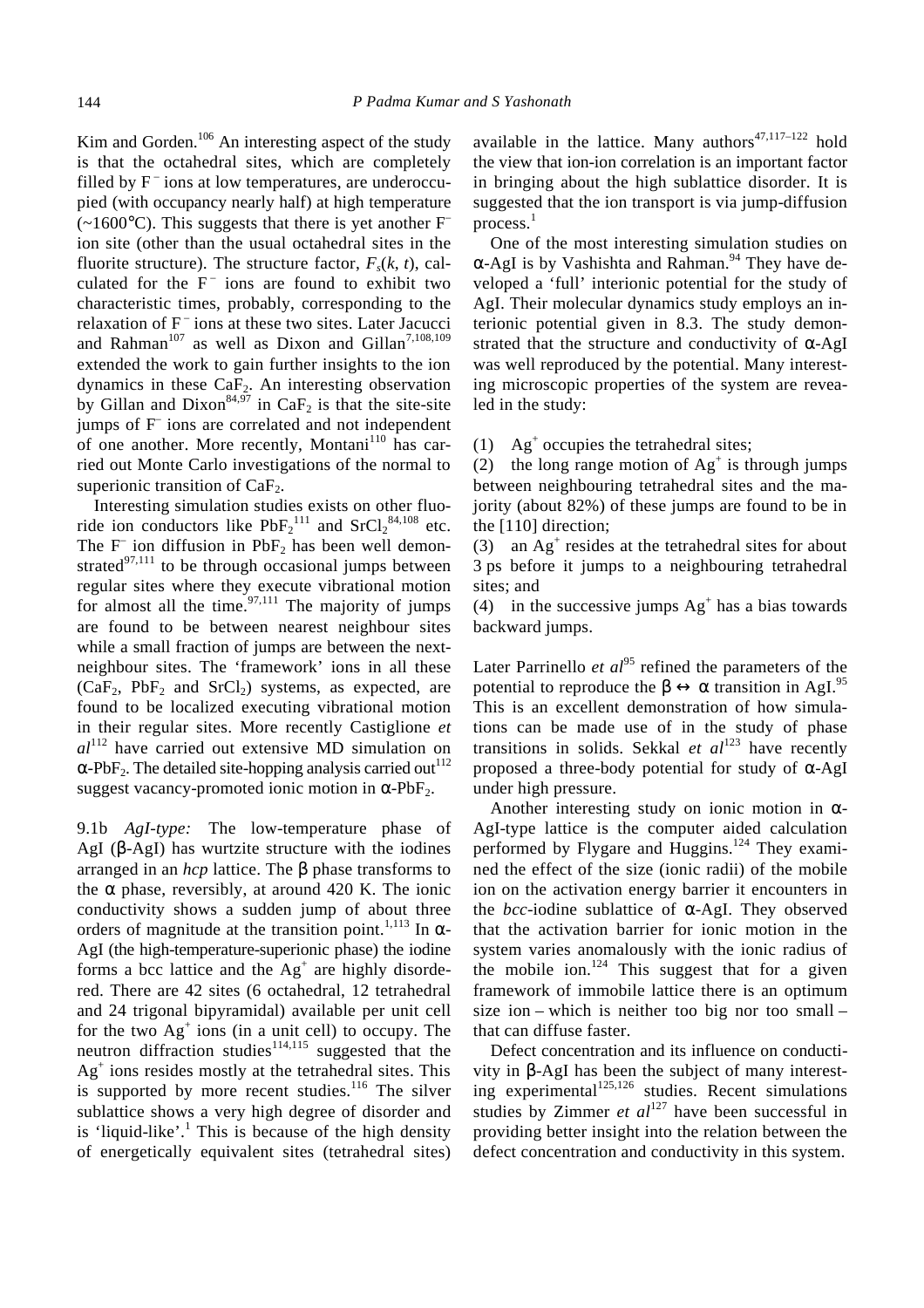Kim and Gorden.[106] An interesting aspect of the study is that the octahedral sites, which are completely filled by $F^-$ ions at low temperatures, are underoccupied (with occupancy nearly half) at high temperature (~1600°C). This suggests that there is yet another $F^-$ ion site (other than the usual octahedral sites in the fluorite structure). The structure factor, $F_s(k, t)$, calculated for the $F^-$ ions are found to exhibit two characteristic times, probably, corresponding to the relaxation of $F^-$ ions at these two sites. Later Jacucci and Rahman[107] as well as Dixon and Gillan[7,108,109] extended the work to gain further insights to the ion dynamics in these $CaF_2$. An interesting observation by Gillan and Dixon[84,97] in $CaF_2$ is that the site-site jumps of $F^-$ ions are correlated and not independent of one another. More recently, Montani[110] has carried out Monte Carlo investigations of the normal to superionic transition of $CaF_2$.

Interesting simulation studies exists on other fluoride ion conductors like $PbF_2$[111] and $SrCl_2$[84,108] etc. The $F^-$ ion diffusion in $PbF_2$ has been well demonstrated[97,111] to be through occasional jumps between regular sites where they execute vibrational motion for almost all the time.[97,111] The majority of jumps are found to be between nearest neighbour sites while a small fraction of jumps are between the next-neighbour sites. The 'framework' ions in all these ($CaF_2$, $PbF_2$ and $SrCl_2$) systems, as expected, are found to be localized executing vibrational motion in their regular sites. More recently Castiglione *et al*[112] have carried out extensive MD simulation on $\alpha$-$PbF_2$. The detailed site-hopping analysis carried out[112] suggest vacancy-promoted ionic motion in $\alpha$-$PbF_2$.

9.1b *AgI-type:* The low-temperature phase of AgI ($\beta$-AgI) has wurtzite structure with the iodines arranged in an *hcp* lattice. The $\beta$ phase transforms to the $\alpha$ phase, reversibly, at around 420 K. The ionic conductivity shows a sudden jump of about three orders of magnitude at the transition point.[1,113] In $\alpha$-AgI (the high-temperature-superionic phase) the iodine forms a bcc lattice and the $Ag^+$ are highly disordered. There are 42 sites (6 octahedral, 12 tetrahedral and 24 trigonal bipyramidal) available per unit cell for the two $Ag^+$ ions (in a unit cell) to occupy. The neutron diffraction studies[114,115] suggested that the $Ag^+$ ions resides mostly at the tetrahedral sites. This is supported by more recent studies.[116] The silver sublattice shows a very high degree of disorder and is 'liquid-like'.[1] This is because of the high density of energetically equivalent sites (tetrahedral sites) available in the lattice. Many authors[47,117–122] hold the view that ion-ion correlation is an important factor in bringing about the high sublattice disorder. It is suggested that the ion transport is via jump-diffusion process.[1]

One of the most interesting simulation studies on $\alpha$-AgI is by Vashishta and Rahman.[94] They have developed a 'full' interionic potential for the study of AgI. Their molecular dynamics study employs an interionic potential given in 8.3. The study demonstrated that the structure and conductivity of $\alpha$-AgI was well reproduced by the potential. Many interesting microscopic properties of the system are revealed in the study:

(1) $Ag^+$ occupies the tetrahedral sites;

(2) the long range motion of $Ag^+$ is through jumps between neighbouring tetrahedral sites and the majority (about 82%) of these jumps are found to be in the [110] direction;

(3) an $Ag^+$ resides at the tetrahedral sites for about 3 ps before it jumps to a neighbouring tetrahedral sites; and

(4) in the successive jumps $Ag^+$ has a bias towards backward jumps.

Later Parrinello *et al*[95] refined the parameters of the potential to reproduce the $\beta \leftrightarrow \alpha$ transition in AgI.[95] This is an excellent demonstration of how simulations can be made use of in the study of phase transitions in solids. Sekkal *et al*[123] have recently proposed a three-body potential for study of $\alpha$-AgI under high pressure.

Another interesting study on ionic motion in $\alpha$-AgI-type lattice is the computer aided calculation performed by Flygare and Huggins.[124] They examined the effect of the size (ionic radii) of the mobile ion on the activation energy barrier it encounters in the *bcc*-iodine sublattice of $\alpha$-AgI. They observed that the activation barrier for ionic motion in the system varies anomalously with the ionic radius of the mobile ion.[124] This suggest that for a given framework of immobile lattice there is an optimum size ion – which is neither too big nor too small – that can diffuse faster.

Defect concentration and its influence on conductivity in $\beta$-AgI has been the subject of many interesting experimental[125,126] studies. Recent simulations studies by Zimmer *et al*[127] have been successful in providing better insight into the relation between the defect concentration and conductivity in this system.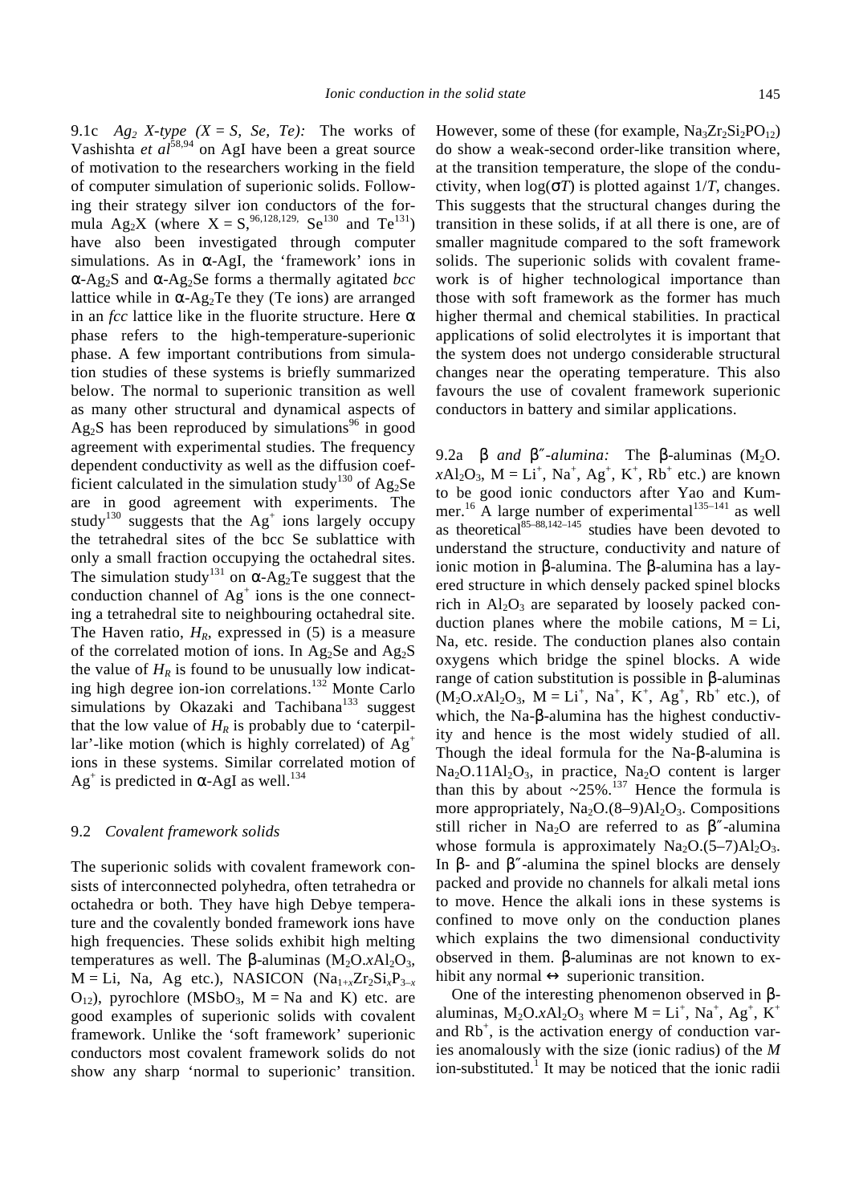9.1c *$Ag_2$ X-type (X = S, Se, Te):* The works of Vashishta *et al*[58,94] on AgI have been a great source of motivation to the researchers working in the field of computer simulation of superionic solids. Following their strategy silver ion conductors of the formula $Ag_2X$ (where X = S,[96,128,129,] Se[130] and Te[131]) have also been investigated through computer simulations. As in α-AgI, the 'framework' ions in α-$Ag_2S$ and α-$Ag_2Se$ forms a thermally agitated *bcc* lattice while in α-$Ag_2Te$ they (Te ions) are arranged in an *fcc* lattice like in the fluorite structure. Here α phase refers to the high-temperature-superionic phase. A few important contributions from simulation studies of these systems is briefly summarized below. The normal to superionic transition as well as many other structural and dynamical aspects of $Ag_2S$ has been reproduced by simulations[96] in good agreement with experimental studies. The frequency dependent conductivity as well as the diffusion coefficient calculated in the simulation study[130] of $Ag_2Se$ are in good agreement with experiments. The study[130] suggests that the $Ag^+$ ions largely occupy the tetrahedral sites of the bcc Se sublattice with only a small fraction occupying the octahedral sites. The simulation study[131] on α-$Ag_2Te$ suggest that the conduction channel of $Ag^+$ ions is the one connecting a tetrahedral site to neighbouring octahedral site. The Haven ratio, $H_R$, expressed in (5) is a measure of the correlated motion of ions. In $Ag_2Se$ and $Ag_2S$ the value of $H_R$ is found to be unusually low indicating high degree ion-ion correlations.[132] Monte Carlo simulations by Okazaki and Tachibana[133] suggest that the low value of $H_R$ is probably due to 'caterpillar'-like motion (which is highly correlated) of $Ag^+$ ions in these systems. Similar correlated motion of $Ag^+$ is predicted in α-AgI as well.[134]

## 9.2 *Covalent framework solids*

The superionic solids with covalent framework consists of interconnected polyhedra, often tetrahedra or octahedra or both. They have high Debye temperature and the covalently bonded framework ions have high frequencies. These solids exhibit high melting temperatures as well. The β-aluminas ($M_2O.xAl_2O_3$, M = Li, Na, Ag etc.), NASICON ($Na_{1+x}Zr_2Si_xP_{3-x}O_{12}$), pyrochlore ($MSbO_3$, M = Na and K) etc. are good examples of superionic solids with covalent framework. Unlike the 'soft framework' superionic conductors most covalent framework solids do not show any sharp 'normal to superionic' transition. However, some of these (for example, $Na_3Zr_2Si_2PO_{12}$) do show a weak-second order-like transition where, at the transition temperature, the slope of the conductivity, when $\log(\sigma T)$ is plotted against $1/T$, changes. This suggests that the structural changes during the transition in these solids, if at all there is one, are of smaller magnitude compared to the soft framework solids. The superionic solids with covalent framework is of higher technological importance than those with soft framework as the former has much higher thermal and chemical stabilities. In practical applications of solid electrolytes it is important that the system does not undergo considerable structural changes near the operating temperature. This also favours the use of covalent framework superionic conductors in battery and similar applications.

9.2a *β and β″-alumina:* The β-aluminas ($M_2O.xAl_2O_3$, M = $Li^+$, $Na^+$, $Ag^+$, $K^+$, $Rb^+$ etc.) are known to be good ionic conductors after Yao and Kummer.[16] A large number of experimental[135–141] as well as theoretical[85–88,142–145] studies have been devoted to understand the structure, conductivity and nature of ionic motion in β-alumina. The β-alumina has a layered structure in which densely packed spinel blocks rich in $Al_2O_3$ are separated by loosely packed conduction planes where the mobile cations, M = Li, Na, etc. reside. The conduction planes also contain oxygens which bridge the spinel blocks. A wide range of cation substitution is possible in β-aluminas ($M_2O.xAl_2O_3$, M = $Li^+$, $Na^+$, $K^+$, $Ag^+$, $Rb^+$ etc.), of which, the Na-β-alumina has the highest conductivity and hence is the most widely studied of all. Though the ideal formula for the Na-β-alumina is $Na_2O.11Al_2O_3$, in practice, $Na_2O$ content is larger than this by about ~25%.[137] Hence the formula is more appropriately, $Na_2O.(8–9)Al_2O_3$. Compositions still richer in $Na_2O$ are referred to as β″-alumina whose formula is approximately $Na_2O.(5–7)Al_2O_3$. In β- and β″-alumina the spinel blocks are densely packed and provide no channels for alkali metal ions to move. Hence the alkali ions in these systems is confined to move only on the conduction planes which explains the two dimensional conductivity observed in them. β-aluminas are not known to exhibit any normal ↔ superionic transition.

One of the interesting phenomenon observed in β-aluminas, $M_2O.xAl_2O_3$ where M = $Li^+$, $Na^+$, $Ag^+$, $K^+$ and $Rb^+$, is the activation energy of conduction varies anomalously with the size (ionic radius) of the *M* ion-substituted.[1] It may be noticed that the ionic radii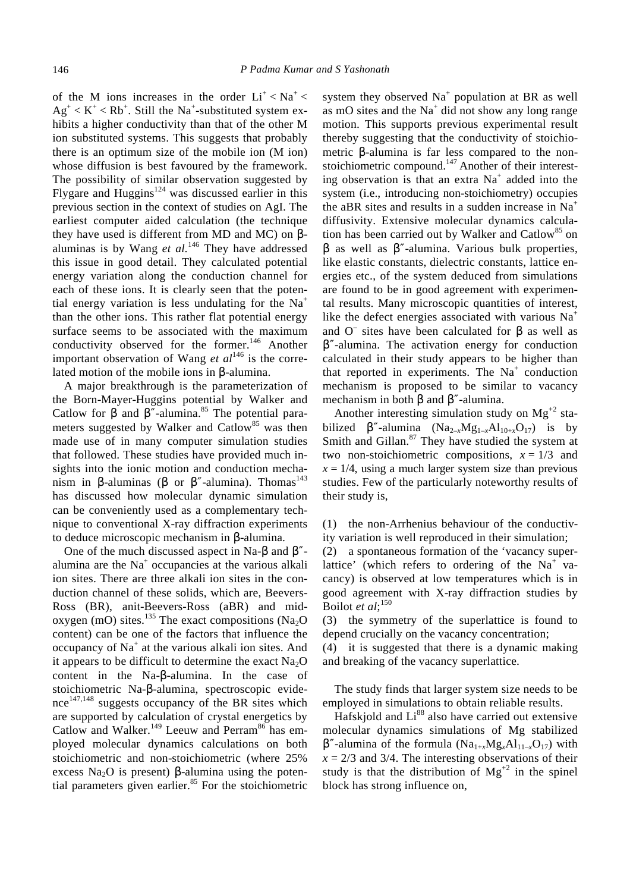of the M ions increases in the order $Li^+ < Na^+ < Ag^+ < K^+ < Rb^+$. Still the $Na^+$-substituted system exhibits a higher conductivity than that of the other M ion substituted systems. This suggests that probably there is an optimum size of the mobile ion (M ion) whose diffusion is best favoured by the framework. The possibility of similar observation suggested by Flygare and Huggins[124] was discussed earlier in this previous section in the context of studies on AgI. The earliest computer aided calculation (the technique they have used is different from MD and MC) on β-aluminas is by Wang *et al.*[146] They have addressed this issue in good detail. They calculated potential energy variation along the conduction channel for each of these ions. It is clearly seen that the potential energy variation is less undulating for the $Na^+$ than the other ions. This rather flat potential energy surface seems to be associated with the maximum conductivity observed for the former.[146] Another important observation of Wang *et al*[146] is the correlated motion of the mobile ions in β-alumina.

A major breakthrough is the parameterization of the Born-Mayer-Huggins potential by Walker and Catlow for β and β″-alumina.[85] The potential parameters suggested by Walker and Catlow[85] was then made use of in many computer simulation studies that followed. These studies have provided much insights into the ionic motion and conduction mechanism in β-aluminas (β or β″-alumina). Thomas[143] has discussed how molecular dynamic simulation can be conveniently used as a complementary technique to conventional X-ray diffraction experiments to deduce microscopic mechanism in β-alumina.

One of the much discussed aspect in Na-β and β″-alumina are the $Na^+$ occupancies at the various alkali ion sites. There are three alkali ion sites in the conduction channel of these solids, which are, Beevers-Ross (BR), anit-Beevers-Ross (aBR) and mid-oxygen (mO) sites.[135] The exact compositions ($Na_2O$ content) can be one of the factors that influence the occupancy of $Na^+$ at the various alkali ion sites. And it appears to be difficult to determine the exact $Na_2O$ content in the Na-β-alumina. In the case of stoichiometric Na-β-alumina, spectroscopic evidence[147,148] suggests occupancy of the BR sites which are supported by calculation of crystal energetics by Catlow and Walker.[149] Leeuw and Perram[86] has employed molecular dynamics calculations on both stoichiometric and non-stoichiometric (where 25% excess $Na_2O$ is present) β-alumina using the potential parameters given earlier.[85] For the stoichiometric system they observed $Na^+$ population at BR as well as mO sites and the $Na^+$ did not show any long range motion. This supports previous experimental result thereby suggesting that the conductivity of stoichiometric β-alumina is far less compared to the non-stoichiometric compound.[147] Another of their interesting observation is that an extra $Na^+$ added into the system (i.e., introducing non-stoichiometry) occupies the aBR sites and results in a sudden increase in $Na^+$ diffusivity. Extensive molecular dynamics calculation has been carried out by Walker and Catlow[85] on β as well as β″-alumina. Various bulk properties, like elastic constants, dielectric constants, lattice energies etc., of the system deduced from simulations are found to be in good agreement with experimental results. Many microscopic quantities of interest, like the defect energies associated with various $Na^+$ and $O^-$ sites have been calculated for β as well as β″-alumina. The activation energy for conduction calculated in their study appears to be higher than that reported in experiments. The $Na^+$ conduction mechanism is proposed to be similar to vacancy mechanism in both β and β″-alumina.

Another interesting simulation study on $Mg^{+2}$ stabilized β″-alumina ($Na_{2-x}Mg_{1-x}Al_{10+x}O_{17}$) is by Smith and Gillan.[87] They have studied the system at two non-stoichiometric compositions, $x = 1/3$ and $x = 1/4$, using a much larger system size than previous studies. Few of the particularly noteworthy results of their study is,

(1) the non-Arrhenius behaviour of the conductivity variation is well reproduced in their simulation;
(2) a spontaneous formation of the 'vacancy superlattice' (which refers to ordering of the $Na^+$ vacancy) is observed at low temperatures which is in good agreement with X-ray diffraction studies by Boilot *et al*;[150]
(3) the symmetry of the superlattice is found to depend crucially on the vacancy concentration;
(4) it is suggested that there is a dynamic making and breaking of the vacancy superlattice.

The study finds that larger system size needs to be employed in simulations to obtain reliable results.

Hafskjold and Li[88] also have carried out extensive molecular dynamics simulations of Mg stabilized β″-alumina of the formula ($Na_{1+x}Mg_xAl_{11-x}O_{17}$) with $x = 2/3$ and 3/4. The interesting observations of their study is that the distribution of $Mg^{+2}$ in the spinel block has strong influence on,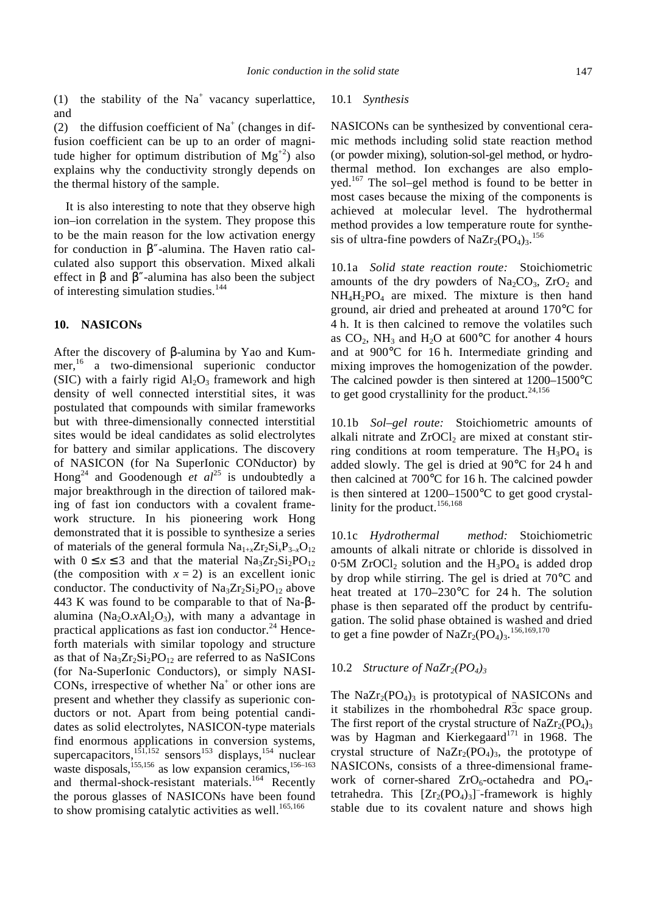(1) the stability of the $Na^+$ vacancy superlattice, and

(2) the diffusion coefficient of $Na^+$ (changes in diffusion coefficient can be up to an order of magnitude higher for optimum distribution of $Mg^{+2}$) also explains why the conductivity strongly depends on the thermal history of the sample.

It is also interesting to note that they observe high ion–ion correlation in the system. They propose this to be the main reason for the low activation energy for conduction in β″-alumina. The Haven ratio calculated also support this observation. Mixed alkali effect in β and β″-alumina has also been the subject of interesting simulation studies.[144]

## 10. NASICONs

After the discovery of β-alumina by Yao and Kummer,[16] a two-dimensional superionic conductor (SIC) with a fairly rigid $Al_2O_3$ framework and high density of well connected interstitial sites, it was postulated that compounds with similar frameworks but with three-dimensionally connected interstitial sites would be ideal candidates as solid electrolytes for battery and similar applications. The discovery of NASICON (for Na SuperIonic CONductor) by Hong[24] and Goodenough *et al*[25] is undoubtedly a major breakthrough in the direction of tailored making of fast ion conductors with a covalent framework structure. In his pioneering work Hong demonstrated that it is possible to synthesize a series of materials of the general formula $Na_{1+x}Zr_2Si_xP_{3-x}O_{12}$ with $0 \le x \le 3$ and that the material $Na_3Zr_2Si_2PO_{12}$ (the composition with $x = 2$) is an excellent ionic conductor. The conductivity of $Na_3Zr_2Si_2PO_{12}$ above 443 K was found to be comparable to that of Na-β-alumina ($Na_2O.xAl_2O_3$), with many a advantage in practical applications as fast ion conductor.[24] Henceforth materials with similar topology and structure as that of $Na_3Zr_2Si_2PO_{12}$ are referred to as NaSICons (for Na-SuperIonic Conductors), or simply NASICONs, irrespective of whether $Na^+$ or other ions are present and whether they classify as superionic conductors or not. Apart from being potential candidates as solid electrolytes, NASICON-type materials find enormous applications in conversion systems, supercapacitors,[151,152] sensors[153] displays,[154] nuclear waste disposals,[155,156] as low expansion ceramics,[156–163] and thermal-shock-resistant materials.[164] Recently the porous glasses of NASICONs have been found to show promising catalytic activities as well.[165,166]

### 10.1 *Synthesis*

NASICONs can be synthesized by conventional ceramic methods including solid state reaction method (or powder mixing), solution-sol-gel method, or hydrothermal method. Ion exchanges are also employed.[167] The sol–gel method is found to be better in most cases because the mixing of the components is achieved at molecular level. The hydrothermal method provides a low temperature route for synthesis of ultra-fine powders of $NaZr_2(PO_4)_3$.[156]

10.1a *Solid state reaction route:* Stoichiometric amounts of the dry powders of $Na_2CO_3$, $ZrO_2$ and $NH_4H_2PO_4$ are mixed. The mixture is then hand ground, air dried and preheated at around 170°C for 4 h. It is then calcined to remove the volatiles such as $CO_2$, $NH_3$ and $H_2O$ at 600°C for another 4 hours and at 900°C for 16 h. Intermediate grinding and mixing improves the homogenization of the powder. The calcined powder is then sintered at 1200–1500°C to get good crystallinity for the product.[24,156]

10.1b *Sol–gel route:* Stoichiometric amounts of alkali nitrate and $ZrOCl_2$ are mixed at constant stirring conditions at room temperature. The $H_3PO_4$ is added slowly. The gel is dried at 90°C for 24 h and then calcined at 700°C for 16 h. The calcined powder is then sintered at 1200–1500°C to get good crystallinity for the product.[156,168]

10.1c *Hydrothermal method:* Stoichiometric amounts of alkali nitrate or chloride is dissolved in 0·5M $ZrOCl_2$ solution and the $H_3PO_4$ is added drop by drop while stirring. The gel is dried at 70°C and heat treated at 170–230°C for 24 h. The solution phase is then separated off the product by centrifugation. The solid phase obtained is washed and dried to get a fine powder of $NaZr_2(PO_4)_3$.[156,169,170]

### 10.2 *Structure of $NaZr_2(PO_4)_3$*

The $NaZr_2(PO_4)_3$ is prototypical of NASICONs and it stabilizes in the rhombohedral $R\bar{3}c$ space group. The first report of the crystal structure of $NaZr_2(PO_4)_3$ was by Hagman and Kierkegaard[171] in 1968. The crystal structure of $NaZr_2(PO_4)_3$, the prototype of NASICONs, consists of a three-dimensional framework of corner-shared $ZrO_6$-octahedra and $PO_4$-tetrahedra. This $[Zr_2(PO_4)_3]^-$-framework is highly stable due to its covalent nature and shows high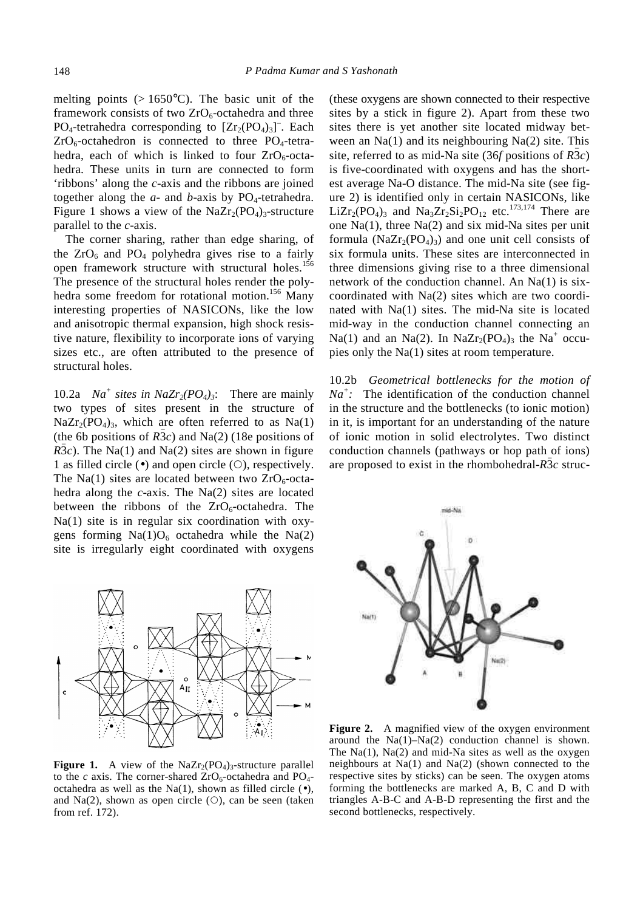melting points (> 1650°C). The basic unit of the framework consists of two $ZrO_6$-octahedra and three $PO_4$-tetrahedra corresponding to $[Zr_2(PO_4)_3]^-$. Each $ZrO_6$-octahedron is connected to three $PO_4$-tetrahedra, each of which is linked to four $ZrO_6$-octahedra. These units in turn are connected to form 'ribbons' along the *c*-axis and the ribbons are joined together along the *a*- and *b*-axis by $PO_4$-tetrahedra. Figure 1 shows a view of the $NaZr_2(PO_4)_3$-structure parallel to the *c*-axis.

The corner sharing, rather than edge sharing, of the $ZrO_6$ and $PO_4$ polyhedra gives rise to a fairly open framework structure with structural holes.[156] The presence of the structural holes render the polyhedra some freedom for rotational motion.[156] Many interesting properties of NASICONs, like the low and anisotropic thermal expansion, high shock resistive nature, flexibility to incorporate ions of varying sizes etc., are often attributed to the presence of structural holes.

10.2a *$Na^+$ sites in $NaZr_2(PO_4)_3$*: There are mainly two types of sites present in the structure of $NaZr_2(PO_4)_3$, which are often referred to as Na(1) (the 6b positions of $R\bar{3}c$) and Na(2) (18e positions of $R\bar{3}c$). The Na(1) and Na(2) sites are shown in figure 1 as filled circle (•) and open circle (○), respectively. The Na(1) sites are located between two $ZrO_6$-octahedra along the *c*-axis. The Na(2) sites are located between the ribbons of the $ZrO_6$-octahedra. The Na(1) site is in regular six coordination with oxygens forming $Na(1)O_6$ octahedra while the Na(2) site is irregularly eight coordinated with oxygens (these oxygens are shown connected to their respective sites by a stick in figure 2). Apart from these two sites there is yet another site located midway between an Na(1) and its neighbouring Na(2) site. This site, referred to as mid-Na site (36*f* positions of $R\bar{3}c$) is five-coordinated with oxygens and has the shortest average Na-O distance. The mid-Na site (see figure 2) is identified only in certain NASICONs, like $LiZr_2(PO_4)_3$ and $Na_3Zr_2Si_2PO_{12}$ etc.[173,174] There are one Na(1), three Na(2) and six mid-Na sites per unit formula ($NaZr_2(PO_4)_3$) and one unit cell consists of six formula units. These sites are interconnected in three dimensions giving rise to a three dimensional network of the conduction channel. An Na(1) is six-coordinated with Na(2) sites which are two coordinated with Na(1) sites. The mid-Na site is located mid-way in the conduction channel connecting an Na(1) and an Na(2). In $NaZr_2(PO_4)_3$ the $Na^+$ occupies only the Na(1) sites at room temperature.

**Figure 1.** A view of the $NaZr_2(PO_4)_3$-structure parallel to the *c* axis. The corner-shared $ZrO_6$-octahedra and $PO_4$-octahedra as well as the Na(1), shown as filled circle (•), and Na(2), shown as open circle (○), can be seen (taken from ref. 172).

10.2b *Geometrical bottlenecks for the motion of $Na^+$:* The identification of the conduction channel in the structure and the bottlenecks (to ionic motion) in it, is important for an understanding of the nature of ionic motion in solid electrolytes. Two distinct conduction channels (pathways or hop path of ions) are proposed to exist in the rhombohedral-$R\bar{3}c$ struc-

**Figure 2.** A magnified view of the oxygen environment around the Na(1)–Na(2) conduction channel is shown. The Na(1), Na(2) and mid-Na sites as well as the oxygen neighbours at Na(1) and Na(2) (shown connected to the respective sites by sticks) can be seen. The oxygen atoms forming the bottlenecks are marked A, B, C and D with triangles A-B-C and A-B-D representing the first and the second bottlenecks, respectively.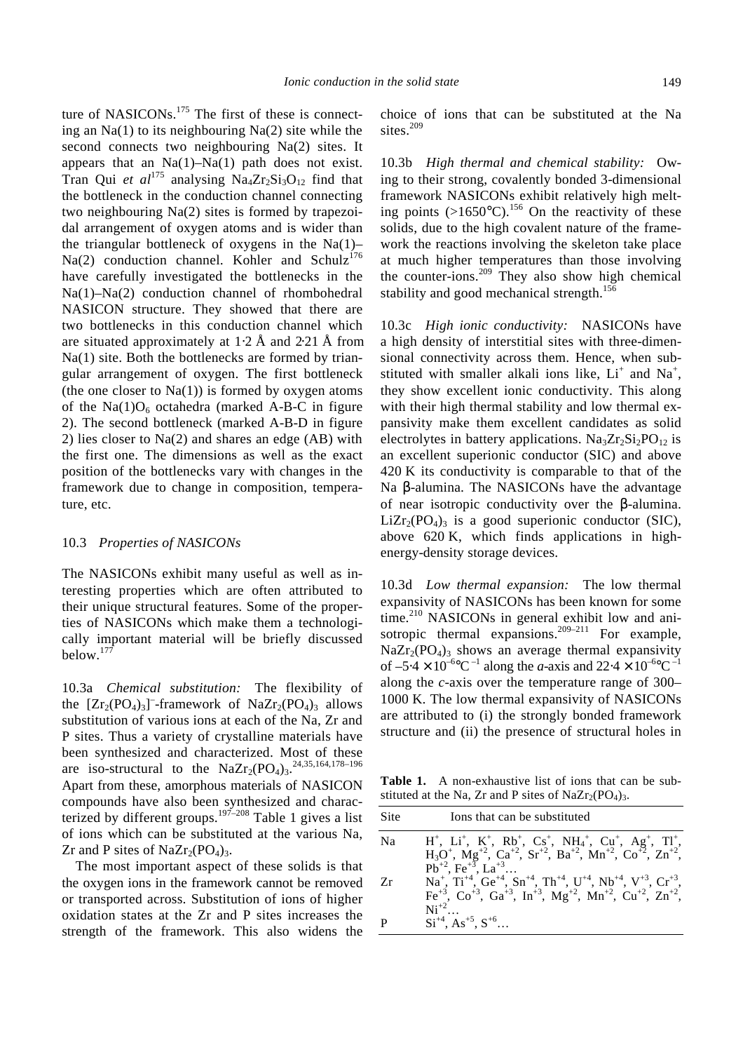ture of NASICONs.[175] The first of these is connecting an Na(1) to its neighbouring Na(2) site while the second connects two neighbouring Na(2) sites. It appears that an Na(1)–Na(1) path does not exist. Tran Qui *et al*[175] analysing $Na_4Zr_2Si_3O_{12}$ find that the bottleneck in the conduction channel connecting two neighbouring Na(2) sites is formed by trapezoidal arrangement of oxygen atoms and is wider than the triangular bottleneck of oxygens in the Na(1)–Na(2) conduction channel. Kohler and Schulz[176] have carefully investigated the bottlenecks in the Na(1)–Na(2) conduction channel of rhombohedral NASICON structure. They showed that there are two bottlenecks in this conduction channel which are situated approximately at 1·2 Å and 2·21 Å from Na(1) site. Both the bottlenecks are formed by triangular arrangement of oxygen. The first bottleneck (the one closer to Na(1)) is formed by oxygen atoms of the $Na(1)O_6$ octahedra (marked A-B-C in figure 2). The second bottleneck (marked A-B-D in figure 2) lies closer to Na(2) and shares an edge (AB) with the first one. The dimensions as well as the exact position of the bottlenecks vary with changes in the framework due to change in composition, temperature, etc.

### 10.3 *Properties of NASICONs*

The NASICONs exhibit many useful as well as interesting properties which are often attributed to their unique structural features. Some of the properties of NASICONs which make them a technologically important material will be briefly discussed below.[177]

10.3a *Chemical substitution:* The flexibility of the $[Zr_2(PO_4)_3]^-$-framework of $NaZr_2(PO_4)_3$ allows substitution of various ions at each of the Na, Zr and P sites. Thus a variety of crystalline materials have been synthesized and characterized. Most of these are iso-structural to the $NaZr_2(PO_4)_3$.[24,35,164,178–196] Apart from these, amorphous materials of NASICON compounds have also been synthesized and characterized by different groups.[197–208] Table 1 gives a list of ions which can be substituted at the various Na, Zr and P sites of $NaZr_2(PO_4)_3$.

The most important aspect of these solids is that the oxygen ions in the framework cannot be removed or transported across. Substitution of ions of higher oxidation states at the Zr and P sites increases the strength of the framework. This also widens the choice of ions that can be substituted at the Na sites.[209]

10.3b *High thermal and chemical stability:* Owing to their strong, covalently bonded 3-dimensional framework NASICONs exhibit relatively high melting points (>1650°C).[156] On the reactivity of these solids, due to the high covalent nature of the framework the reactions involving the skeleton take place at much higher temperatures than those involving the counter-ions.[209] They also show high chemical stability and good mechanical strength.[156]

10.3c *High ionic conductivity:* NASICONs have a high density of interstitial sites with three-dimensional connectivity across them. Hence, when substituted with smaller alkali ions like, $Li^+$ and $Na^+$, they show excellent ionic conductivity. This along with their high thermal stability and low thermal expansivity make them excellent candidates as solid electrolytes in battery applications. $Na_3Zr_2Si_2PO_{12}$ is an excellent superionic conductor (SIC) and above 420 K its conductivity is comparable to that of the Na β-alumina. The NASICONs have the advantage of near isotropic conductivity over the β-alumina. $LiZr_2(PO_4)_3$ is a good superionic conductor (SIC), above 620 K, which finds applications in high-energy-density storage devices.

10.3d *Low thermal expansion:* The low thermal expansivity of NASICONs has been known for some time.[210] NASICONs in general exhibit low and anisotropic thermal expansions.[209–211] For example, $NaZr_2(PO_4)_3$ shows an average thermal expansivity of $-5{\cdot}4 \times 10^{-6}$°C$^{-1}$ along the *a*-axis and $22{\cdot}4 \times 10^{-6}$°C$^{-1}$ along the *c*-axis over the temperature range of 300–1000 K. The low thermal expansivity of NASICONs are attributed to (i) the strongly bonded framework structure and (ii) the presence of structural holes in

**Table 1.** A non-exhaustive list of ions that can be substituted at the Na, Zr and P sites of $NaZr_2(PO_4)_3$.

| Site | Ions that can be substituted |
|---|---|
| Na | $H^+$, $Li^+$, $K^+$, $Rb^+$, $Cs^+$, $NH_4^+$, $Cu^+$, $Ag^+$, $Tl^+$, $H_3O^+$, $Mg^{+2}$, $Ca^{+2}$, $Sr^{+2}$, $Ba^{+2}$, $Mn^{+2}$, $Co^{+2}$, $Zn^{+2}$, $Pb^{+2}$, $Fe^{+3}$, $La^{+3}$… |
| Zr | $Na^+$, $Ti^{+4}$, $Ge^{+4}$, $Sn^{+4}$, $Th^{+4}$, $U^{+4}$, $Nb^{+4}$, $V^{+3}$, $Cr^{+3}$, $Fe^{+3}$, $Co^{+3}$, $Ga^{+3}$, $In^{+3}$, $Mg^{+2}$, $Mn^{+2}$, $Cu^{+2}$, $Zn^{+2}$, $Ni^{+2}$… |
| P | $Si^{+4}$, $As^{+5}$, $S^{+6}$… |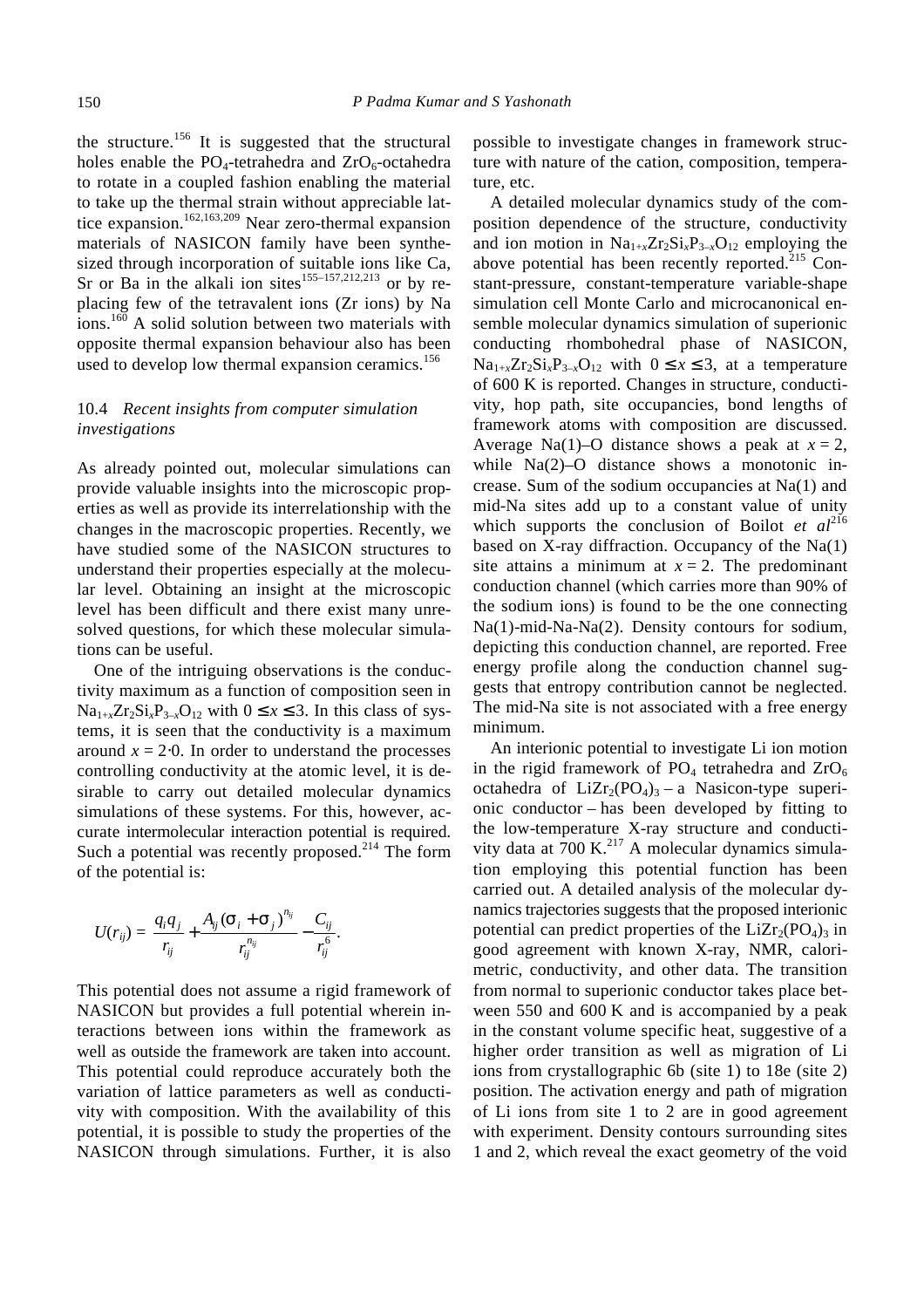the structure.[156] It is suggested that the structural holes enable the $PO_4$-tetrahedra and $ZrO_6$-octahedra to rotate in a coupled fashion enabling the material to take up the thermal strain without appreciable lattice expansion.[162,163,209] Near zero-thermal expansion materials of NASICON family have been synthesized through incorporation of suitable ions like Ca, Sr or Ba in the alkali ion sites[155–157,212,213] or by replacing few of the tetravalent ions (Zr ions) by Na ions.[160] A solid solution between two materials with opposite thermal expansion behaviour also has been used to develop low thermal expansion ceramics.[156]

### 10.4 *Recent insights from computer simulation investigations*

As already pointed out, molecular simulations can provide valuable insights into the microscopic properties as well as provide its interrelationship with the changes in the macroscopic properties. Recently, we have studied some of the NASICON structures to understand their properties especially at the molecular level. Obtaining an insight at the microscopic level has been difficult and there exist many unresolved questions, for which these molecular simulations can be useful.

One of the intriguing observations is the conductivity maximum as a function of composition seen in $Na_{1+x}Zr_2Si_xP_{3-x}O_{12}$ with $0 \leq x \leq 3$. In this class of systems, it is seen that the conductivity is a maximum around $x = 2{\cdot}0$. In order to understand the processes controlling conductivity at the atomic level, it is desirable to carry out detailed molecular dynamics simulations of these systems. For this, however, accurate intermolecular interaction potential is required. Such a potential was recently proposed.[214] The form of the potential is:

$$U(r_{ij}) = \frac{q_i q_j}{r_{ij}} + \frac{A_{ij}(\sigma_i + \sigma_j)^{n_{ij}}}{r_{ij}^{n_{ij}}} - \frac{C_{ij}}{r_{ij}^6}.$$

This potential does not assume a rigid framework of NASICON but provides a full potential wherein interactions between ions within the framework as well as outside the framework are taken into account. This potential could reproduce accurately both the variation of lattice parameters as well as conductivity with composition. With the availability of this potential, it is possible to study the properties of the NASICON through simulations. Further, it is also possible to investigate changes in framework structure with nature of the cation, composition, temperature, etc.

A detailed molecular dynamics study of the composition dependence of the structure, conductivity and ion motion in $Na_{1+x}Zr_2Si_xP_{3-x}O_{12}$ employing the above potential has been recently reported.[215] Constant-pressure, constant-temperature variable-shape simulation cell Monte Carlo and microcanonical ensemble molecular dynamics simulation of superionic conducting rhombohedral phase of NASICON, $Na_{1+x}Zr_2Si_xP_{3-x}O_{12}$ with $0 \leq x \leq 3$, at a temperature of 600 K is reported. Changes in structure, conductivity, hop path, site occupancies, bond lengths of framework atoms with composition are discussed. Average Na(1)–O distance shows a peak at $x = 2$, while Na(2)–O distance shows a monotonic increase. Sum of the sodium occupancies at Na(1) and mid-Na sites add up to a constant value of unity which supports the conclusion of Boilot *et al*[216] based on X-ray diffraction. Occupancy of the Na(1) site attains a minimum at $x = 2$. The predominant conduction channel (which carries more than 90% of the sodium ions) is found to be the one connecting Na(1)-mid-Na-Na(2). Density contours for sodium, depicting this conduction channel, are reported. Free energy profile along the conduction channel suggests that entropy contribution cannot be neglected. The mid-Na site is not associated with a free energy minimum.

An interionic potential to investigate Li ion motion in the rigid framework of $PO_4$ tetrahedra and $ZrO_6$ octahedra of $LiZr_2(PO_4)_3$ – a Nasicon-type superionic conductor – has been developed by fitting to the low-temperature X-ray structure and conductivity data at 700 K.[217] A molecular dynamics simulation employing this potential function has been carried out. A detailed analysis of the molecular dynamics trajectories suggests that the proposed interionic potential can predict properties of the $LiZr_2(PO_4)_3$ in good agreement with known X-ray, NMR, calorimetric, conductivity, and other data. The transition from normal to superionic conductor takes place between 550 and 600 K and is accompanied by a peak in the constant volume specific heat, suggestive of a higher order transition as well as migration of Li ions from crystallographic 6b (site 1) to 18e (site 2) position. The activation energy and path of migration of Li ions from site 1 to 2 are in good agreement with experiment. Density contours surrounding sites 1 and 2, which reveal the exact geometry of the void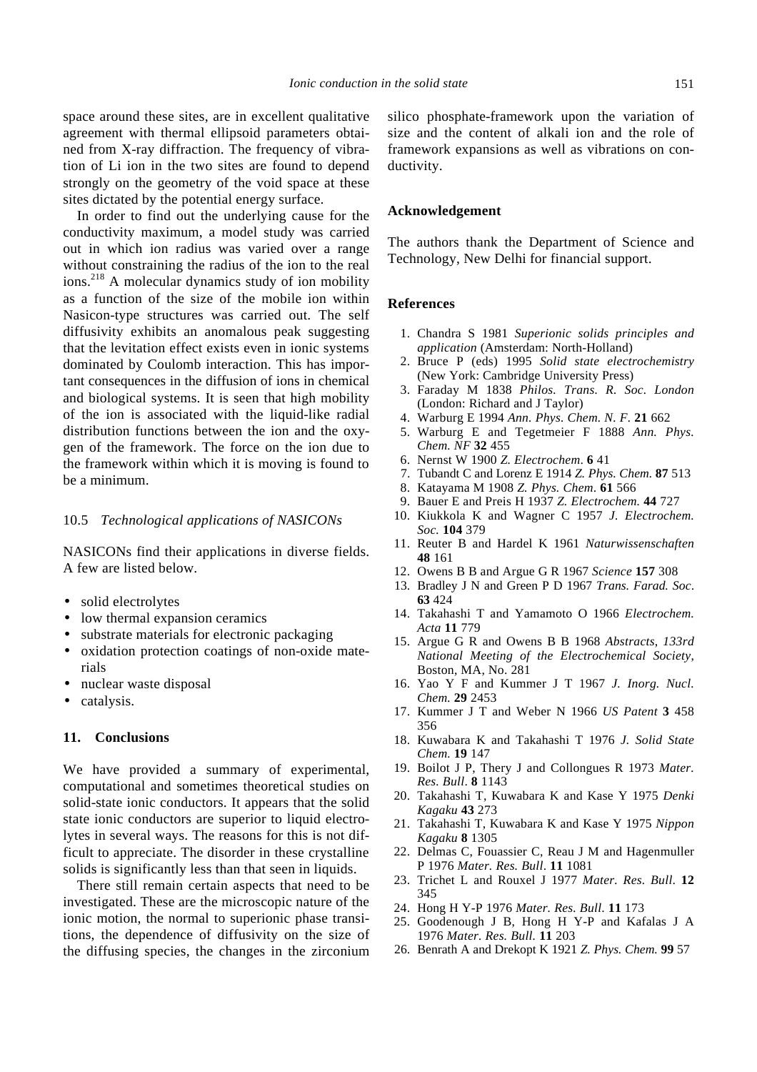space around these sites, are in excellent qualitative agreement with thermal ellipsoid parameters obtained from X-ray diffraction. The frequency of vibration of Li ion in the two sites are found to depend strongly on the geometry of the void space at these sites dictated by the potential energy surface.

In order to find out the underlying cause for the conductivity maximum, a model study was carried out in which ion radius was varied over a range without constraining the radius of the ion to the real ions.[218] A molecular dynamics study of ion mobility as a function of the size of the mobile ion within Nasicon-type structures was carried out. The self diffusivity exhibits an anomalous peak suggesting that the levitation effect exists even in ionic systems dominated by Coulomb interaction. This has important consequences in the diffusion of ions in chemical and biological systems. It is seen that high mobility of the ion is associated with the liquid-like radial distribution functions between the ion and the oxygen of the framework. The force on the ion due to the framework within which it is moving is found to be a minimum.

### 10.5 *Technological applications of NASICONs*

NASICONs find their applications in diverse fields. A few are listed below.

- solid electrolytes
- low thermal expansion ceramics
- substrate materials for electronic packaging
- oxidation protection coatings of non-oxide materials
- nuclear waste disposal
- catalysis.

## 11. Conclusions

We have provided a summary of experimental, computational and sometimes theoretical studies on solid-state ionic conductors. It appears that the solid state ionic conductors are superior to liquid electrolytes in several ways. The reasons for this is not difficult to appreciate. The disorder in these crystalline solids is significantly less than that seen in liquids.

There still remain certain aspects that need to be investigated. These are the microscopic nature of the ionic motion, the normal to superionic phase transitions, the dependence of diffusivity on the size of the diffusing species, the changes in the zirconium silico phosphate-framework upon the variation of size and the content of alkali ion and the role of framework expansions as well as vibrations on conductivity.

### Acknowledgement

The authors thank the Department of Science and Technology, New Delhi for financial support.

### References

1. Chandra S 1981 *Superionic solids principles and application* (Amsterdam: North-Holland)
2. Bruce P (eds) 1995 *Solid state electrochemistry* (New York: Cambridge University Press)
3. Faraday M 1838 *Philos. Trans. R. Soc. London* (London: Richard and J Taylor)
4. Warburg E 1994 *Ann. Phys. Chem. N. F.* **21** 662
5. Warburg E and Tegetmeier F 1888 *Ann. Phys. Chem. NF* **32** 455
6. Nernst W 1900 *Z. Electrochem.* **6** 41
7. Tubandt C and Lorenz E 1914 *Z. Phys. Chem.* **87** 513
8. Katayama M 1908 *Z. Phys. Chem.* **61** 566
9. Bauer E and Preis H 1937 *Z. Electrochem.* **44** 727
10. Kiukkola K and Wagner C 1957 *J. Electrochem. Soc.* **104** 379
11. Reuter B and Hardel K 1961 *Naturwissenschaften* **48** 161
12. Owens B B and Argue G R 1967 *Science* **157** 308
13. Bradley J N and Green P D 1967 *Trans. Farad. Soc.* **63** 424
14. Takahashi T and Yamamoto O 1966 *Electrochem. Acta* **11** 779
15. Argue G R and Owens B B 1968 *Abstracts, 133rd National Meeting of the Electrochemical Society*, Boston, MA, No. 281
16. Yao Y F and Kummer J T 1967 *J. Inorg. Nucl. Chem.* **29** 2453
17. Kummer J T and Weber N 1966 *US Patent* **3** 458 356
18. Kuwabara K and Takahashi T 1976 *J. Solid State Chem.* **19** 147
19. Boilot J P, Thery J and Collongues R 1973 *Mater. Res. Bull.* **8** 1143
20. Takahashi T, Kuwabara K and Kase Y 1975 *Denki Kagaku* **43** 273
21. Takahashi T, Kuwabara K and Kase Y 1975 *Nippon Kagaku* **8** 1305
22. Delmas C, Fouassier C, Reau J M and Hagenmuller P 1976 *Mater. Res. Bull.* **11** 1081
23. Trichet L and Rouxel J 1977 *Mater. Res. Bull.* **12** 345
24. Hong H Y-P 1976 *Mater. Res. Bull.* **11** 173
25. Goodenough J B, Hong H Y-P and Kafalas J A 1976 *Mater. Res. Bull.* **11** 203
26. Benrath A and Drekopt K 1921 *Z. Phys. Chem.* **99** 57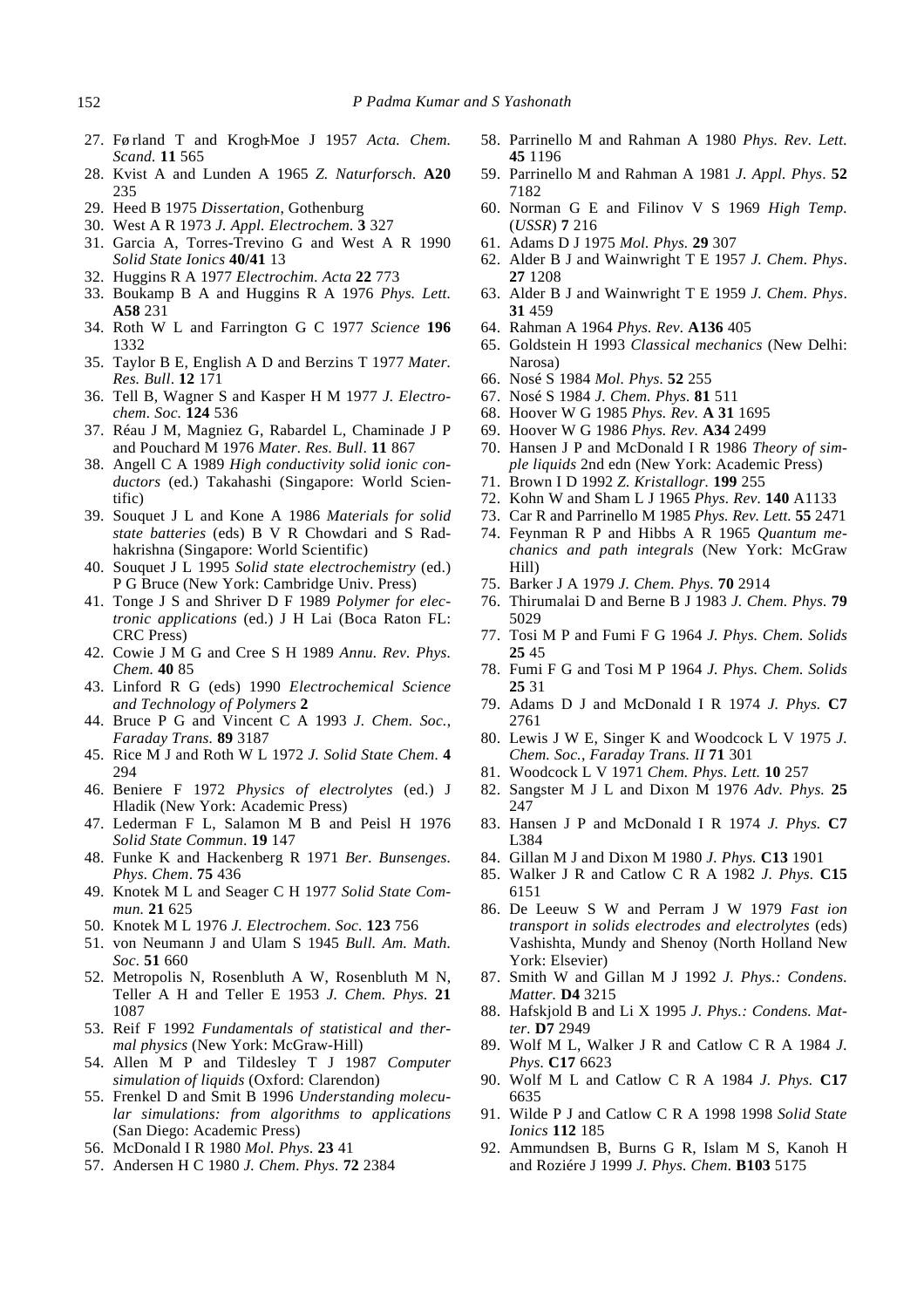27. Førland T and Krogh-Moe J 1957 *Acta. Chem. Scand.* **11** 565
28. Kvist A and Lunden A 1965 *Z. Naturforsch.* **A20** 235
29. Heed B 1975 *Dissertation*, Gothenburg
30. West A R 1973 *J. Appl. Electrochem.* **3** 327
31. Garcia A, Torres-Trevino G and West A R 1990 *Solid State Ionics* **40/41** 13
32. Huggins R A 1977 *Electrochim. Acta* **22** 773
33. Boukamp B A and Huggins R A 1976 *Phys. Lett.* **A58** 231
34. Roth W L and Farrington G C 1977 *Science* **196** 1332
35. Taylor B E, English A D and Berzins T 1977 *Mater. Res. Bull*. **12** 171
36. Tell B, Wagner S and Kasper H M 1977 *J. Electrochem. Soc.* **124** 536
37. Réau J M, Magniez G, Rabardel L, Chaminade J P and Pouchard M 1976 *Mater. Res. Bull*. **11** 867
38. Angell C A 1989 *High conductivity solid ionic conductors* (ed.) Takahashi (Singapore: World Scientific)
39. Souquet J L and Kone A 1986 *Materials for solid state batteries* (eds) B V R Chowdari and S Radhakrishna (Singapore: World Scientific)
40. Souquet J L 1995 *Solid state electrochemistry* (ed.) P G Bruce (New York: Cambridge Univ. Press)
41. Tonge J S and Shriver D F 1989 *Polymer for electronic applications* (ed.) J H Lai (Boca Raton FL: CRC Press)
42. Cowie J M G and Cree S H 1989 *Annu. Rev. Phys. Chem.* **40** 85
43. Linford R G (eds) 1990 *Electrochemical Science and Technology of Polymers* **2**
44. Bruce P G and Vincent C A 1993 *J. Chem. Soc., Faraday Trans.* **89** 3187
45. Rice M J and Roth W L 1972 *J. Solid State Chem*. **4** 294
46. Beniere F 1972 *Physics of electrolytes* (ed.) J Hladik (New York: Academic Press)
47. Lederman F L, Salamon M B and Peisl H 1976 *Solid State Commun*. **19** 147
48. Funke K and Hackenberg R 1971 *Ber. Bunsenges. Phys. Chem*. **75** 436
49. Knotek M L and Seager C H 1977 *Solid State Commun.* **21** 625
50. Knotek M L 1976 *J. Electrochem. Soc.* **123** 756
51. von Neumann J and Ulam S 1945 *Bull. Am. Math. Soc*. **51** 660
52. Metropolis N, Rosenbluth A W, Rosenbluth M N, Teller A H and Teller E 1953 *J. Chem. Phys.* **21** 1087
53. Reif F 1992 *Fundamentals of statistical and thermal physics* (New York: McGraw-Hill)
54. Allen M P and Tildesley T J 1987 *Computer simulation of liquids* (Oxford: Clarendon)
55. Frenkel D and Smit B 1996 *Understanding molecular simulations: from algorithms to applications* (San Diego: Academic Press)
56. McDonald I R 1980 *Mol. Phys.* **23** 41
57. Andersen H C 1980 *J. Chem. Phys.* **72** 2384
58. Parrinello M and Rahman A 1980 *Phys. Rev. Lett.* **45** 1196
59. Parrinello M and Rahman A 1981 *J. Appl. Phys*. **52** 7182
60. Norman G E and Filinov V S 1969 *High Temp.* (*USSR*) **7** 216
61. Adams D J 1975 *Mol. Phys.* **29** 307
62. Alder B J and Wainwright T E 1957 *J. Chem. Phys*. **27** 1208
63. Alder B J and Wainwright T E 1959 *J. Chem. Phys*. **31** 459
64. Rahman A 1964 *Phys. Rev.* **A136** 405
65. Goldstein H 1993 *Classical mechanics* (New Delhi: Narosa)
66. Nosé S 1984 *Mol. Phys.* **52** 255
67. Nosé S 1984 *J. Chem. Phys.* **81** 511
68. Hoover W G 1985 *Phys. Rev.* **A 31** 1695
69. Hoover W G 1986 *Phys. Rev.* **A34** 2499
70. Hansen J P and McDonald I R 1986 *Theory of simple liquids* 2nd edn (New York: Academic Press)
71. Brown I D 1992 *Z. Kristallogr.* **199** 255
72. Kohn W and Sham L J 1965 *Phys. Rev*. **140** A1133
73. Car R and Parrinello M 1985 *Phys. Rev. Lett.* **55** 2471
74. Feynman R P and Hibbs A R 1965 *Quantum mechanics and path integrals* (New York: McGraw Hill)
75. Barker J A 1979 *J. Chem. Phys.* **70** 2914
76. Thirumalai D and Berne B J 1983 *J. Chem. Phys.* **79** 5029
77. Tosi M P and Fumi F G 1964 *J. Phys. Chem. Solids* **25** 45
78. Fumi F G and Tosi M P 1964 *J. Phys. Chem. Solids* **25** 31
79. Adams D J and McDonald I R 1974 *J. Phys.* **C7** 2761
80. Lewis J W E, Singer K and Woodcock L V 1975 *J. Chem. Soc., Faraday Trans. II* **71** 301
81. Woodcock L V 1971 *Chem. Phys. Lett.* **10** 257
82. Sangster M J L and Dixon M 1976 *Adv. Phys.* **25** 247
83. Hansen J P and McDonald I R 1974 *J. Phys.* **C7** L384
84. Gillan M J and Dixon M 1980 *J. Phys.* **C13** 1901
85. Walker J R and Catlow C R A 1982 *J. Phys.* **C15** 6151
86. De Leeuw S W and Perram J W 1979 *Fast ion transport in solids electrodes and electrolytes* (eds) Vashishta, Mundy and Shenoy (North Holland New York: Elsevier)
87. Smith W and Gillan M J 1992 *J. Phys.: Condens. Matter.* **D4** 3215
88. Hafskjold B and Li X 1995 *J. Phys.: Condens. Matter*. **D7** 2949
89. Wolf M L, Walker J R and Catlow C R A 1984 *J. Phys.* **C17** 6623
90. Wolf M L and Catlow C R A 1984 *J. Phys.* **C17** 6635
91. Wilde P J and Catlow C R A 1998 1998 *Solid State Ionics* **112** 185
92. Ammundsen B, Burns G R, Islam M S, Kanoh H and Roziére J 1999 *J. Phys. Chem*. **B103** 5175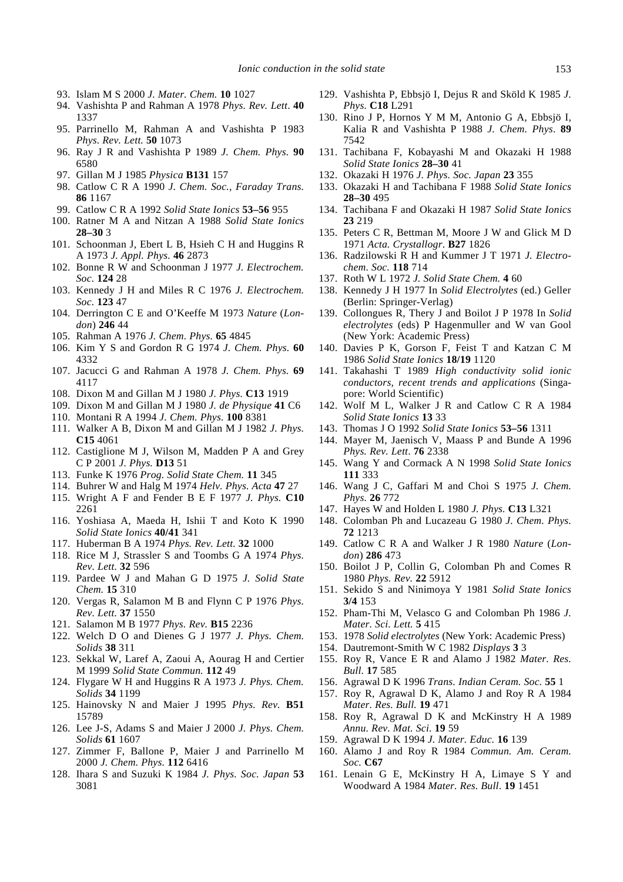93. Islam M S 2000 *J. Mater. Chem.* **10** 1027
94. Vashishta P and Rahman A 1978 *Phys. Rev. Lett*. **40** 1337
95. Parrinello M, Rahman A and Vashishta P 1983 *Phys. Rev. Lett.* **50** 1073
96. Ray J R and Vashishta P 1989 *J. Chem. Phys.* **90** 6580
97. Gillan M J 1985 *Physica* **B131** 157
98. Catlow C R A 1990 *J. Chem. Soc., Faraday Trans.* **86** 1167
99. Catlow C R A 1992 *Solid State Ionics* **53–56** 955
100. Ratner M A and Nitzan A 1988 *Solid State Ionics* **28–30** 3
101. Schoonman J, Ebert L B, Hsieh C H and Huggins R A 1973 *J. Appl. Phys.* **46** 2873
102. Bonne R W and Schoonman J 1977 *J. Electrochem. Soc*. **124** 28
103. Kennedy J H and Miles R C 1976 *J. Electrochem. Soc.* **123** 47
104. Derrington C E and O'Keeffe M 1973 *Nature* (*London*) **246** 44
105. Rahman A 1976 *J. Chem. Phys.* **65** 4845
106. Kim Y S and Gordon R G 1974 *J. Chem. Phys.* **60** 4332
107. Jacucci G and Rahman A 1978 *J. Chem. Phys.* **69** 4117
108. Dixon M and Gillan M J 1980 *J. Phys.* **C13** 1919
109. Dixon M and Gillan M J 1980 *J. de Physique* **41** C6
110. Montani R A 1994 *J. Chem. Phys.* **100** 8381
111. Walker A B, Dixon M and Gillan M J 1982 *J. Phys.* **C15** 4061
112. Castiglione M J, Wilson M, Madden P A and Grey C P 2001 *J. Phys.* **D13** 51
113. Funke K 1976 *Prog. Solid State Chem.* **11** 345
114. Buhrer W and Halg M 1974 *Helv. Phys. Acta* **47** 27
115. Wright A F and Fender B E F 1977 *J. Phys.* **C10** 2261
116. Yoshiasa A, Maeda H, Ishii T and Koto K 1990 *Solid State Ionics* **40/41** 341
117. Huberman B A 1974 *Phys. Rev. Lett.* **32** 1000
118. Rice M J, Strassler S and Toombs G A 1974 *Phys. Rev. Lett*. **32** 596
119. Pardee W J and Mahan G D 1975 *J. Solid State Chem.* **15** 310
120. Vergas R, Salamon M B and Flynn C P 1976 *Phys. Rev. Lett.* **37** 1550
121. Salamon M B 1977 *Phys. Rev.* **B15** 2236
122. Welch D O and Dienes G J 1977 *J. Phys. Chem. Solids* **38** 311
123. Sekkal W, Laref A, Zaoui A, Aourag H and Certier M 1999 *Solid State Commun.* **112** 49
124. Flygare W H and Huggins R A 1973 *J. Phys. Chem. Solids* **34** 1199
125. Hainovsky N and Maier J 1995 *Phys. Rev.* **B51** 15789
126. Lee J-S, Adams S and Maier J 2000 *J. Phys. Chem. Solids* **61** 1607
127. Zimmer F, Ballone P, Maier J and Parrinello M 2000 *J. Chem. Phys.* **112** 6416
128. Ihara S and Suzuki K 1984 *J. Phys. Soc. Japan* **53** 3081
129. Vashishta P, Ebbsjö I, Dejus R and Sköld K 1985 *J. Phys.* **C18** L291
130. Rino J P, Hornos Y M M, Antonio G A, Ebbsjö I, Kalia R and Vashishta P 1988 *J. Chem. Phys*. **89** 7542
131. Tachibana F, Kobayashi M and Okazaki H 1988 *Solid State Ionics* **28–30** 41
132. Okazaki H 1976 *J. Phys. Soc. Japan* **23** 355
133. Okazaki H and Tachibana F 1988 *Solid State Ionics* **28–30** 495
134. Tachibana F and Okazaki H 1987 *Solid State Ionics* **23** 219
135. Peters C R, Bettman M, Moore J W and Glick M D 1971 *Acta. Crystallogr*. **B27** 1826
136. Radzilowski R H and Kummer J T 1971 *J. Electrochem. Soc.* **118** 714
137. Roth W L 1972 *J. Solid State Chem.* **4** 60
138. Kennedy J H 1977 In *Solid Electrolytes* (ed.) Geller (Berlin: Springer-Verlag)
139. Collongues R, Thery J and Boilot J P 1978 In *Solid electrolytes* (eds) P Hagenmuller and W van Gool (New York: Academic Press)
140. Davies P K, Gorson F, Feist T and Katzan C M 1986 *Solid State Ionics* **18/19** 1120
141. Takahashi T 1989 *High conductivity solid ionic conductors, recent trends and applications* (Singapore: World Scientific)
142. Wolf M L, Walker J R and Catlow C R A 1984 *Solid State Ionics* **13** 33
143. Thomas J O 1992 *Solid State Ionics* **53–56** 1311
144. Mayer M, Jaenisch V, Maass P and Bunde A 1996 *Phys. Rev. Lett*. **76** 2338
145. Wang Y and Cormack A N 1998 *Solid State Ionics* **111** 333
146. Wang J C, Gaffari M and Choi S 1975 *J. Chem. Phys.* **26** 772
147. Hayes W and Holden L 1980 *J. Phys.* **C13** L321
148. Colomban Ph and Lucazeau G 1980 *J. Chem. Phys.* **72** 1213
149. Catlow C R A and Walker J R 1980 *Nature* (*London*) **286** 473
150. Boilot J P, Collin G, Colomban Ph and Comes R 1980 *Phys. Rev.* **22** 5912
151. Sekido S and Ninimoya Y 1981 *Solid State Ionics* **3/4** 153
152. Pham-Thi M, Velasco G and Colomban Ph 1986 *J. Mater. Sci. Lett.* **5** 415
153. 1978 *Solid electrolytes* (New York: Academic Press)
154. Dautremont-Smith W C 1982 *Displays* **3** 3
155. Roy R, Vance E R and Alamo J 1982 *Mater. Res. Bull.* **17** 585
156. Agrawal D K 1996 *Trans. Indian Ceram. Soc.* **55** 1
157. Roy R, Agrawal D K, Alamo J and Roy R A 1984 *Mater. Res. Bull.* **19** 471
158. Roy R, Agrawal D K and McKinstry H A 1989 *Annu. Rev. Mat. Sci.* **19** 59
159. Agrawal D K 1994 *J. Mater. Educ.* **16** 139
160. Alamo J and Roy R 1984 *Commun. Am. Ceram. Soc.* **C67**
161. Lenain G E, McKinstry H A, Limaye S Y and Woodward A 1984 *Mater. Res. Bull*. **19** 1451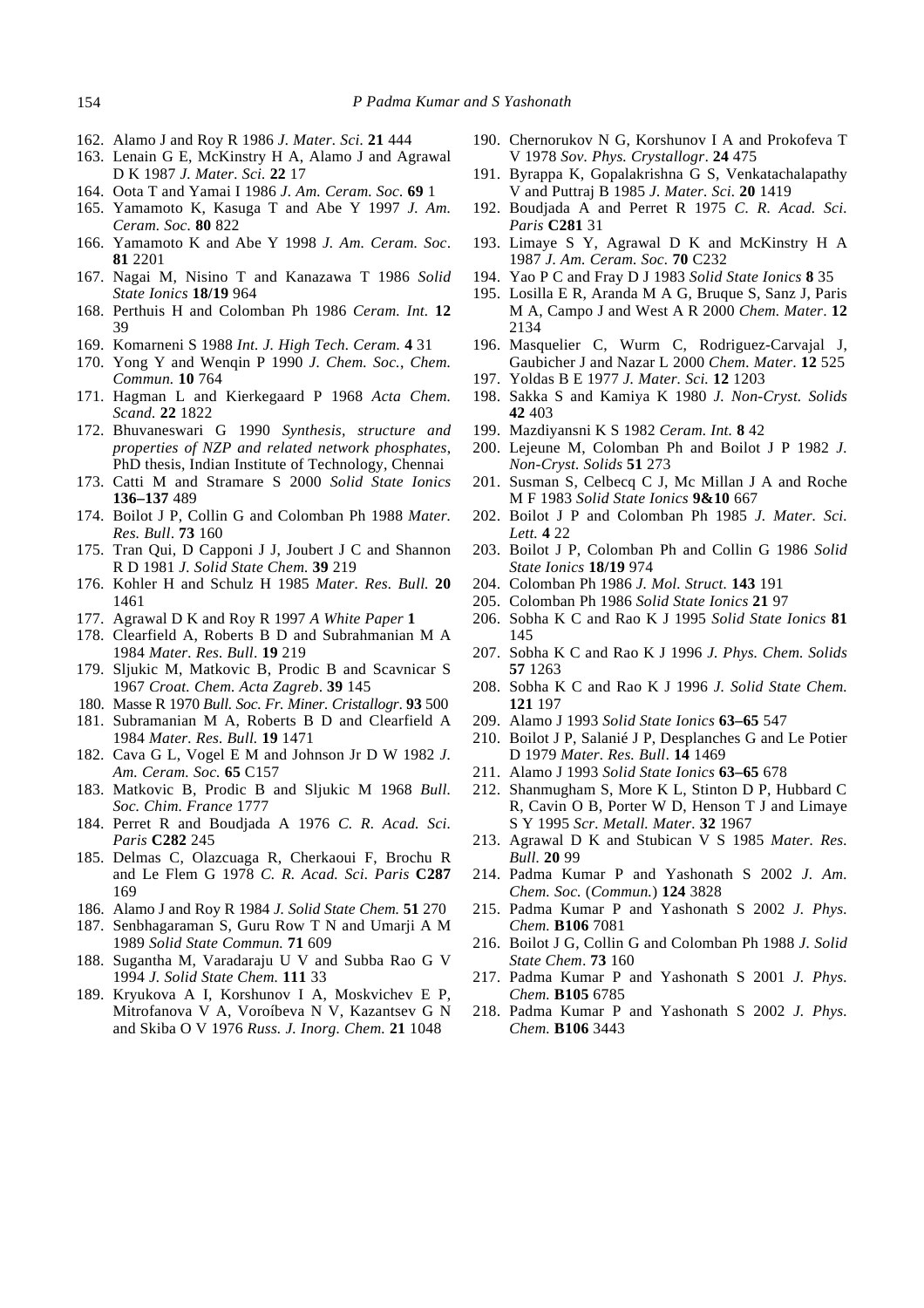162. Alamo J and Roy R 1986 *J. Mater. Sci.* **21** 444
163. Lenain G E, McKinstry H A, Alamo J and Agrawal D K 1987 *J. Mater. Sci.* **22** 17
164. Oota T and Yamai I 1986 *J. Am. Ceram. Soc.* **69** 1
165. Yamamoto K, Kasuga T and Abe Y 1997 *J. Am. Ceram. Soc.* **80** 822
166. Yamamoto K and Abe Y 1998 *J. Am. Ceram. Soc.* **81** 2201
167. Nagai M, Nisino T and Kanazawa T 1986 *Solid State Ionics* **18/19** 964
168. Perthuis H and Colomban Ph 1986 *Ceram. Int.* **12** 39
169. Komarneni S 1988 *Int. J. High Tech. Ceram.* **4** 31
170. Yong Y and Wenqin P 1990 *J. Chem. Soc., Chem. Commun.* **10** 764
171. Hagman L and Kierkegaard P 1968 *Acta Chem. Scand.* **22** 1822
172. Bhuvaneswari G 1990 *Synthesis, structure and properties of NZP and related network phosphates*, PhD thesis, Indian Institute of Technology, Chennai
173. Catti M and Stramare S 2000 *Solid State Ionics* **136–137** 489
174. Boilot J P, Collin G and Colomban Ph 1988 *Mater. Res. Bull.* **73** 160
175. Tran Qui, D Capponi J J, Joubert J C and Shannon R D 1981 *J. Solid State Chem.* **39** 219
176. Kohler H and Schulz H 1985 *Mater. Res. Bull.* **20** 1461
177. Agrawal D K and Roy R 1997 *A White Paper* **1**
178. Clearfield A, Roberts B D and Subrahmanian M A 1984 *Mater. Res. Bull.* **19** 219
179. Sljukic M, Matkovic B, Prodic B and Scavnicar S 1967 *Croat. Chem. Acta Zagreb.* **39** 145
180. Masse R 1970 *Bull. Soc. Fr. Miner. Cristallogr.* **93** 500
181. Subramanian M A, Roberts B D and Clearfield A 1984 *Mater. Res. Bull.* **19** 1471
182. Cava G L, Vogel E M and Johnson Jr D W 1982 *J. Am. Ceram. Soc.* **65** C157
183. Matkovic B, Prodic B and Sljukic M 1968 *Bull. Soc. Chim. France* 1777
184. Perret R and Boudjada A 1976 *C. R. Acad. Sci. Paris* **C282** 245
185. Delmas C, Olazcuaga R, Cherkaoui F, Brochu R and Le Flem G 1978 *C. R. Acad. Sci. Paris* **C287** 169
186. Alamo J and Roy R 1984 *J. Solid State Chem.* **51** 270
187. Senbhagaraman S, Guru Row T N and Umarji A M 1989 *Solid State Commun.* **71** 609
188. Sugantha M, Varadaraju U V and Subba Rao G V 1994 *J. Solid State Chem.* **111** 33
189. Kryukova A I, Korshunov I A, Moskvichev E P, Mitrofanova V A, Voroíbeva N V, Kazantsev G N and Skiba O V 1976 *Russ. J. Inorg. Chem.* **21** 1048
190. Chernorukov N G, Korshunov I A and Prokofeva T V 1978 *Sov. Phys. Crystallogr.* **24** 475
191. Byrappa K, Gopalakrishna G S, Venkatachalapathy V and Puttraj B 1985 *J. Mater. Sci.* **20** 1419
192. Boudjada A and Perret R 1975 *C. R. Acad. Sci. Paris* **C281** 31
193. Limaye S Y, Agrawal D K and McKinstry H A 1987 *J. Am. Ceram. Soc.* **70** C232
194. Yao P C and Fray D J 1983 *Solid State Ionics* **8** 35
195. Losilla E R, Aranda M A G, Bruque S, Sanz J, Paris M A, Campo J and West A R 2000 *Chem. Mater.* **12** 2134
196. Masquelier C, Wurm C, Rodriguez-Carvajal J, Gaubicher J and Nazar L 2000 *Chem. Mater.* **12** 525
197. Yoldas B E 1977 *J. Mater. Sci.* **12** 1203
198. Sakka S and Kamiya K 1980 *J. Non-Cryst. Solids* **42** 403
199. Mazdiyansni K S 1982 *Ceram. Int.* **8** 42
200. Lejeune M, Colomban Ph and Boilot J P 1982 *J. Non-Cryst. Solids* **51** 273
201. Susman S, Celbecq C J, Mc Millan J A and Roche M F 1983 *Solid State Ionics* **9&10** 667
202. Boilot J P and Colomban Ph 1985 *J. Mater. Sci. Lett.* **4** 22
203. Boilot J P, Colomban Ph and Collin G 1986 *Solid State Ionics* **18/19** 974
204. Colomban Ph 1986 *J. Mol. Struct.* **143** 191
205. Colomban Ph 1986 *Solid State Ionics* **21** 97
206. Sobha K C and Rao K J 1995 *Solid State Ionics* **81** 145
207. Sobha K C and Rao K J 1996 *J. Phys. Chem. Solids* **57** 1263
208. Sobha K C and Rao K J 1996 *J. Solid State Chem.* **121** 197
209. Alamo J 1993 *Solid State Ionics* **63–65** 547
210. Boilot J P, Salanié J P, Desplanches G and Le Potier D 1979 *Mater. Res. Bull.* **14** 1469
211. Alamo J 1993 *Solid State Ionics* **63–65** 678
212. Shanmugham S, More K L, Stinton D P, Hubbard C R, Cavin O B, Porter W D, Henson T J and Limaye S Y 1995 *Scr. Metall. Mater.* **32** 1967
213. Agrawal D K and Stubican V S 1985 *Mater. Res. Bull.* **20** 99
214. Padma Kumar P and Yashonath S 2002 *J. Am. Chem. Soc.* (*Commun.*) **124** 3828
215. Padma Kumar P and Yashonath S 2002 *J. Phys. Chem.* **B106** 7081
216. Boilot J G, Collin G and Colomban Ph 1988 *J. Solid State Chem.* **73** 160
217. Padma Kumar P and Yashonath S 2001 *J. Phys. Chem.* **B105** 6785
218. Padma Kumar P and Yashonath S 2002 *J. Phys. Chem.* **B106** 3443